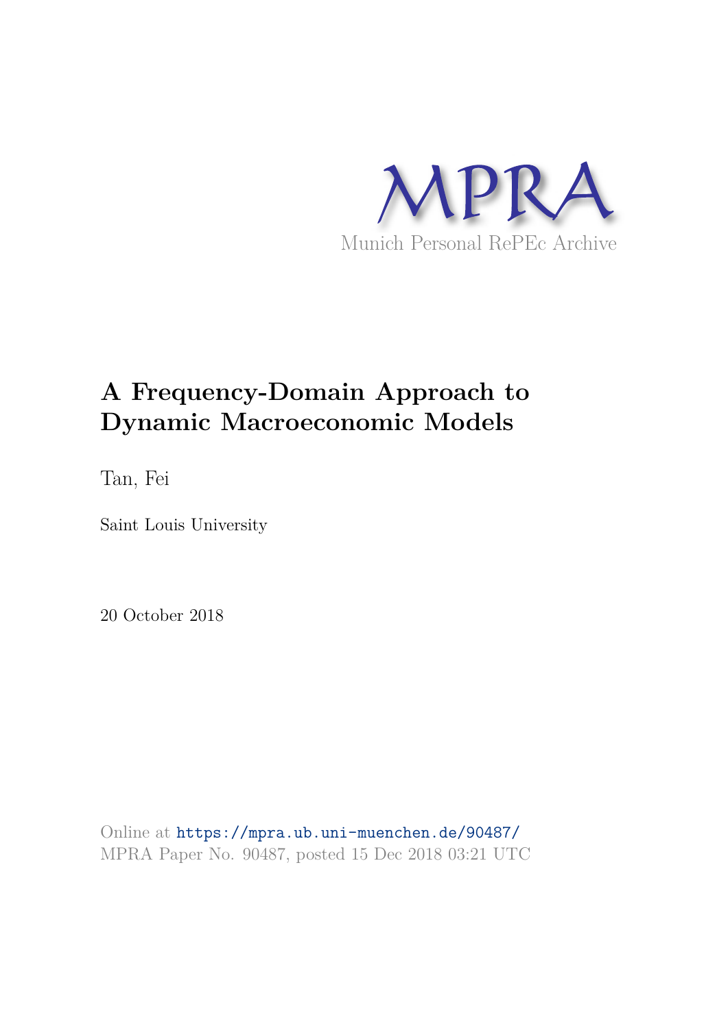MPRA

Munich Personal RePEc Archive

# A Frequency-Domain Approach to Dynamic Macroeconomic Models

Tan, Fei

Saint Louis University

20 October 2018

Online at https://mpra.ub.uni-muenchen.de/90487/
MPRA Paper No. 90487, posted 15 Dec 2018 03:21 UTC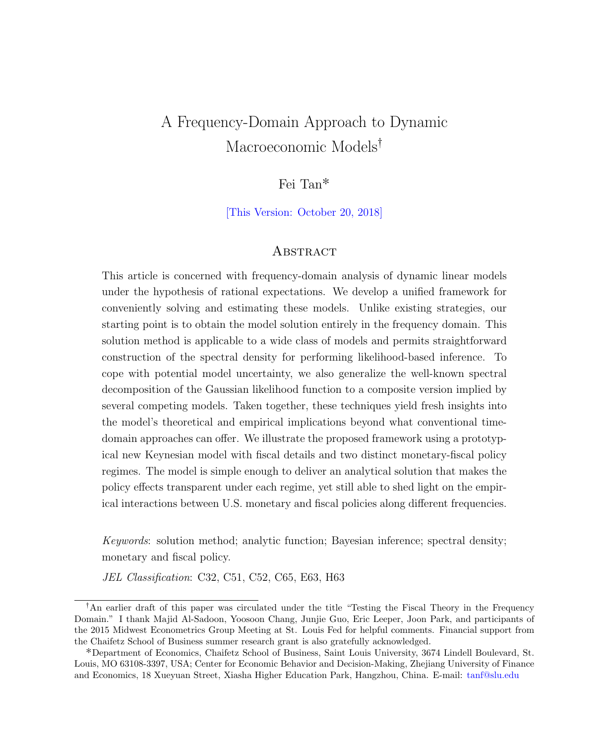# A Frequency-Domain Approach to Dynamic Macroeconomic Models[†]

Fei Tan*

[This Version: October 20, 2018]

## Abstract

This article is concerned with frequency-domain analysis of dynamic linear models under the hypothesis of rational expectations. We develop a unified framework for conveniently solving and estimating these models. Unlike existing strategies, our starting point is to obtain the model solution entirely in the frequency domain. This solution method is applicable to a wide class of models and permits straightforward construction of the spectral density for performing likelihood-based inference. To cope with potential model uncertainty, we also generalize the well-known spectral decomposition of the Gaussian likelihood function to a composite version implied by several competing models. Taken together, these techniques yield fresh insights into the model's theoretical and empirical implications beyond what conventional time-domain approaches can offer. We illustrate the proposed framework using a prototypical new Keynesian model with fiscal details and two distinct monetary-fiscal policy regimes. The model is simple enough to deliver an analytical solution that makes the policy effects transparent under each regime, yet still able to shed light on the empirical interactions between U.S. monetary and fiscal policies along different frequencies.

*Keywords*: solution method; analytic function; Bayesian inference; spectral density; monetary and fiscal policy.

*JEL Classification*: C32, C51, C52, C65, E63, H63

---

[†]An earlier draft of this paper was circulated under the title "Testing the Fiscal Theory in the Frequency Domain." I thank Majid Al-Sadoon, Yoosoon Chang, Junjie Guo, Eric Leeper, Joon Park, and participants of the 2015 Midwest Econometrics Group Meeting at St. Louis Fed for helpful comments. Financial support from the Chaifetz School of Business summer research grant is also gratefully acknowledged.

*Department of Economics, Chaifetz School of Business, Saint Louis University, 3674 Lindell Boulevard, St. Louis, MO 63108-3397, USA; Center for Economic Behavior and Decision-Making, Zhejiang University of Finance and Economics, 18 Xueyuan Street, Xiasha Higher Education Park, Hangzhou, China. E-mail: tanf@slu.edu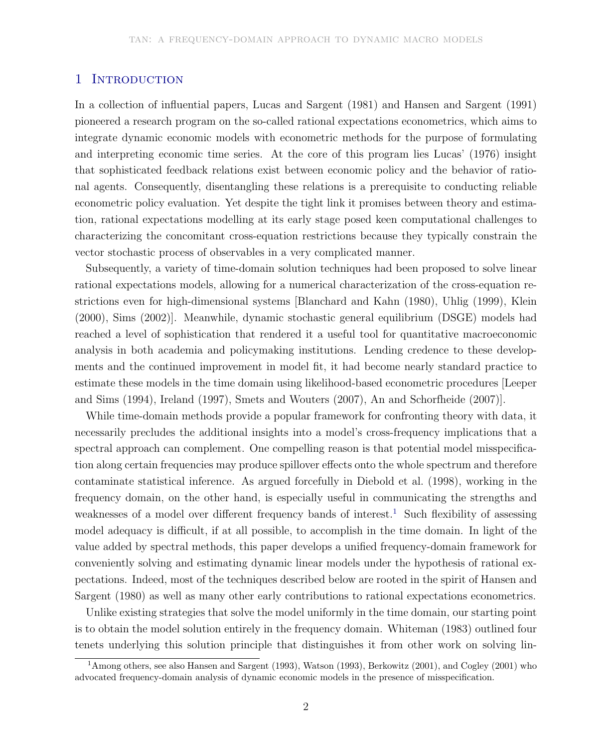## 1 Introduction

In a collection of influential papers, Lucas and Sargent (1981) and Hansen and Sargent (1991) pioneered a research program on the so-called rational expectations econometrics, which aims to integrate dynamic economic models with econometric methods for the purpose of formulating and interpreting economic time series. At the core of this program lies Lucas' (1976) insight that sophisticated feedback relations exist between economic policy and the behavior of rational agents. Consequently, disentangling these relations is a prerequisite to conducting reliable econometric policy evaluation. Yet despite the tight link it promises between theory and estimation, rational expectations modelling at its early stage posed keen computational challenges to characterizing the concomitant cross-equation restrictions because they typically constrain the vector stochastic process of observables in a very complicated manner.

Subsequently, a variety of time-domain solution techniques had been proposed to solve linear rational expectations models, allowing for a numerical characterization of the cross-equation restrictions even for high-dimensional systems [Blanchard and Kahn (1980), Uhlig (1999), Klein (2000), Sims (2002)]. Meanwhile, dynamic stochastic general equilibrium (DSGE) models had reached a level of sophistication that rendered it a useful tool for quantitative macroeconomic analysis in both academia and policymaking institutions. Lending credence to these developments and the continued improvement in model fit, it had become nearly standard practice to estimate these models in the time domain using likelihood-based econometric procedures [Leeper and Sims (1994), Ireland (1997), Smets and Wouters (2007), An and Schorfheide (2007)].

While time-domain methods provide a popular framework for confronting theory with data, it necessarily precludes the additional insights into a model's cross-frequency implications that a spectral approach can complement. One compelling reason is that potential model misspecification along certain frequencies may produce spillover effects onto the whole spectrum and therefore contaminate statistical inference. As argued forcefully in Diebold et al. (1998), working in the frequency domain, on the other hand, is especially useful in communicating the strengths and weaknesses of a model over different frequency bands of interest.[1] Such flexibility of assessing model adequacy is difficult, if at all possible, to accomplish in the time domain. In light of the value added by spectral methods, this paper develops a unified frequency-domain framework for conveniently solving and estimating dynamic linear models under the hypothesis of rational expectations. Indeed, most of the techniques described below are rooted in the spirit of Hansen and Sargent (1980) as well as many other early contributions to rational expectations econometrics.

Unlike existing strategies that solve the model uniformly in the time domain, our starting point is to obtain the model solution entirely in the frequency domain. Whiteman (1983) outlined four tenets underlying this solution principle that distinguishes it from other work on solving lin-

[1] Among others, see also Hansen and Sargent (1993), Watson (1993), Berkowitz (2001), and Cogley (2001) who advocated frequency-domain analysis of dynamic economic models in the presence of misspecification.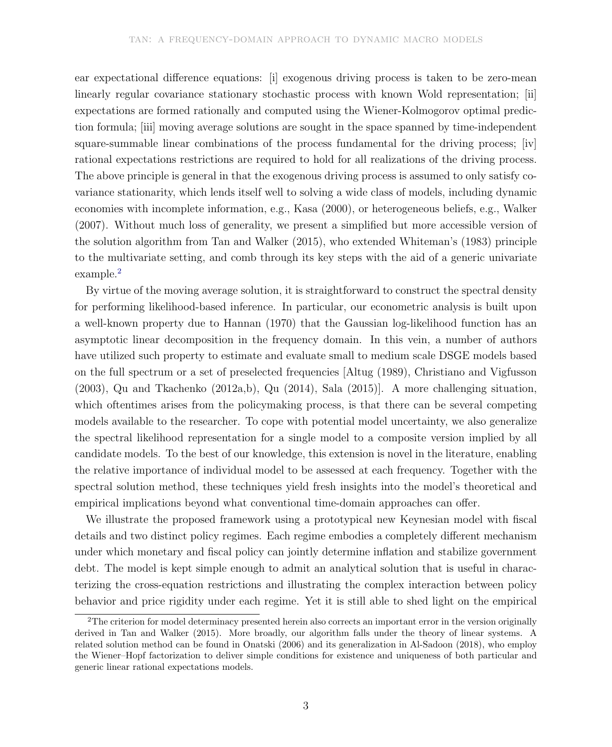ear expectational difference equations: [i] exogenous driving process is taken to be zero-mean linearly regular covariance stationary stochastic process with known Wold representation; [ii] expectations are formed rationally and computed using the Wiener-Kolmogorov optimal prediction formula; [iii] moving average solutions are sought in the space spanned by time-independent square-summable linear combinations of the process fundamental for the driving process; [iv] rational expectations restrictions are required to hold for all realizations of the driving process. The above principle is general in that the exogenous driving process is assumed to only satisfy covariance stationarity, which lends itself well to solving a wide class of models, including dynamic economies with incomplete information, e.g., Kasa (2000), or heterogeneous beliefs, e.g., Walker (2007). Without much loss of generality, we present a simplified but more accessible version of the solution algorithm from Tan and Walker (2015), who extended Whiteman's (1983) principle to the multivariate setting, and comb through its key steps with the aid of a generic univariate example.[2]

By virtue of the moving average solution, it is straightforward to construct the spectral density for performing likelihood-based inference. In particular, our econometric analysis is built upon a well-known property due to Hannan (1970) that the Gaussian log-likelihood function has an asymptotic linear decomposition in the frequency domain. In this vein, a number of authors have utilized such property to estimate and evaluate small to medium scale DSGE models based on the full spectrum or a set of preselected frequencies [Altug (1989), Christiano and Vigfusson (2003), Qu and Tkachenko (2012a,b), Qu (2014), Sala (2015)]. A more challenging situation, which oftentimes arises from the policymaking process, is that there can be several competing models available to the researcher. To cope with potential model uncertainty, we also generalize the spectral likelihood representation for a single model to a composite version implied by all candidate models. To the best of our knowledge, this extension is novel in the literature, enabling the relative importance of individual model to be assessed at each frequency. Together with the spectral solution method, these techniques yield fresh insights into the model's theoretical and empirical implications beyond what conventional time-domain approaches can offer.

We illustrate the proposed framework using a prototypical new Keynesian model with fiscal details and two distinct policy regimes. Each regime embodies a completely different mechanism under which monetary and fiscal policy can jointly determine inflation and stabilize government debt. The model is kept simple enough to admit an analytical solution that is useful in characterizing the cross-equation restrictions and illustrating the complex interaction between policy behavior and price rigidity under each regime. Yet it is still able to shed light on the empirical

[2] The criterion for model determinacy presented herein also corrects an important error in the version originally derived in Tan and Walker (2015). More broadly, our algorithm falls under the theory of linear systems. A related solution method can be found in Onatski (2006) and its generalization in Al-Sadoon (2018), who employ the Wiener–Hopf factorization to deliver simple conditions for existence and uniqueness of both particular and generic linear rational expectations models.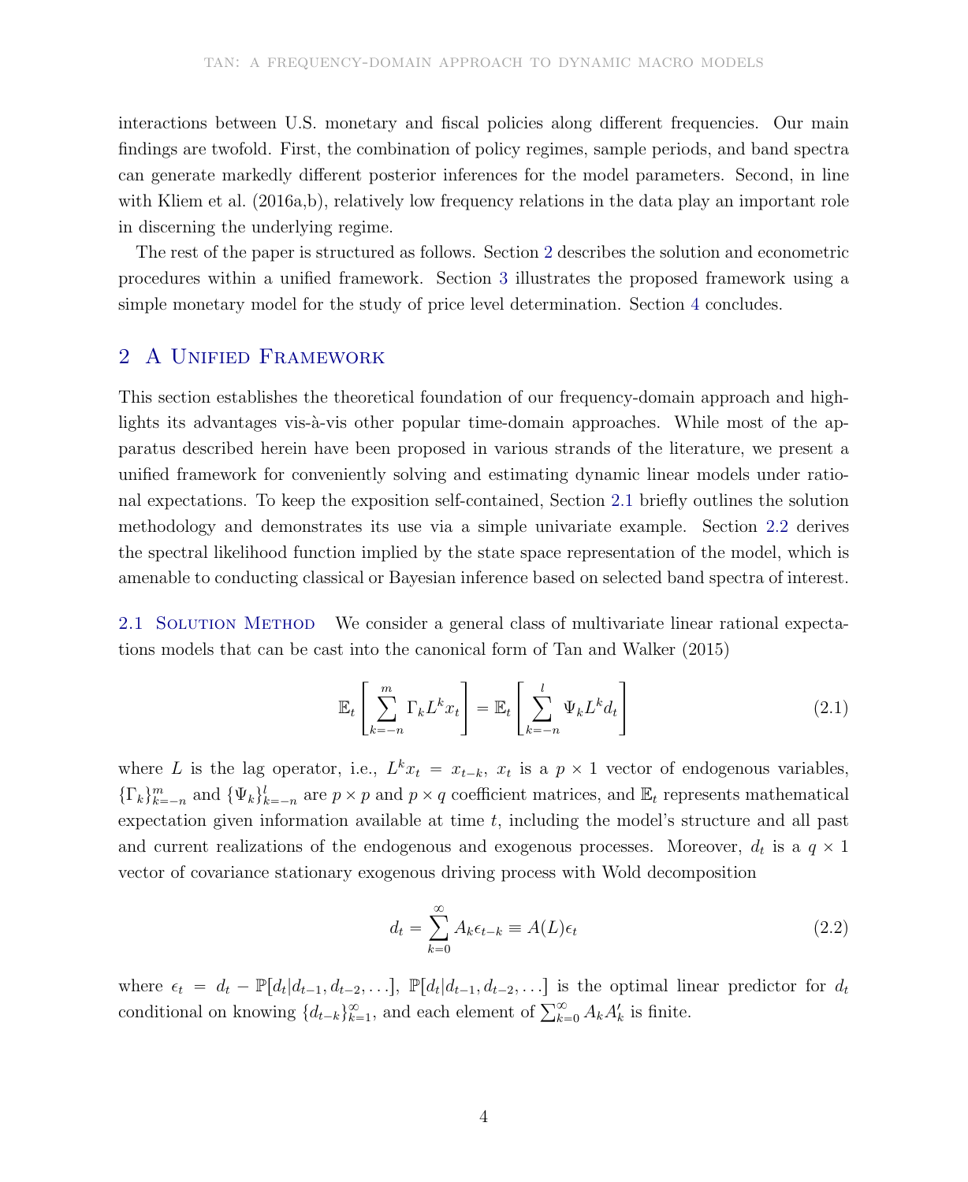interactions between U.S. monetary and fiscal policies along different frequencies. Our main findings are twofold. First, the combination of policy regimes, sample periods, and band spectra can generate markedly different posterior inferences for the model parameters. Second, in line with Kliem et al. (2016a,b), relatively low frequency relations in the data play an important role in discerning the underlying regime.

The rest of the paper is structured as follows. Section 2 describes the solution and econometric procedures within a unified framework. Section 3 illustrates the proposed framework using a simple monetary model for the study of price level determination. Section 4 concludes.

## 2 A Unified Framework

This section establishes the theoretical foundation of our frequency-domain approach and highlights its advantages vis-à-vis other popular time-domain approaches. While most of the apparatus described herein have been proposed in various strands of the literature, we present a unified framework for conveniently solving and estimating dynamic linear models under rational expectations. To keep the exposition self-contained, Section 2.1 briefly outlines the solution methodology and demonstrates its use via a simple univariate example. Section 2.2 derives the spectral likelihood function implied by the state space representation of the model, which is amenable to conducting classical or Bayesian inference based on selected band spectra of interest.

**2.1 Solution Method** We consider a general class of multivariate linear rational expectations models that can be cast into the canonical form of Tan and Walker (2015)

$$\mathbb{E}_t \left[ \sum_{k=-n}^{m} \Gamma_k L^k x_t \right] = \mathbb{E}_t \left[ \sum_{k=-n}^{l} \Psi_k L^k d_t \right] \tag{2.1}$$

where $L$ is the lag operator, i.e., $L^k x_t = x_{t-k}$, $x_t$ is a $p \times 1$ vector of endogenous variables, $\{\Gamma_k\}_{k=-n}^{m}$ and $\{\Psi_k\}_{k=-n}^{l}$ are $p \times p$ and $p \times q$ coefficient matrices, and $\mathbb{E}_t$ represents mathematical expectation given information available at time $t$, including the model's structure and all past and current realizations of the endogenous and exogenous processes. Moreover, $d_t$ is a $q \times 1$ vector of covariance stationary exogenous driving process with Wold decomposition

$$d_t = \sum_{k=0}^{\infty} A_k \epsilon_{t-k} \equiv A(L)\epsilon_t \tag{2.2}$$

where $\epsilon_t = d_t - \mathbb{P}[d_t|d_{t-1}, d_{t-2}, \ldots]$, $\mathbb{P}[d_t|d_{t-1}, d_{t-2}, \ldots]$ is the optimal linear predictor for $d_t$ conditional on knowing $\{d_{t-k}\}_{k=1}^{\infty}$, and each element of $\sum_{k=0}^{\infty} A_k A_k'$ is finite.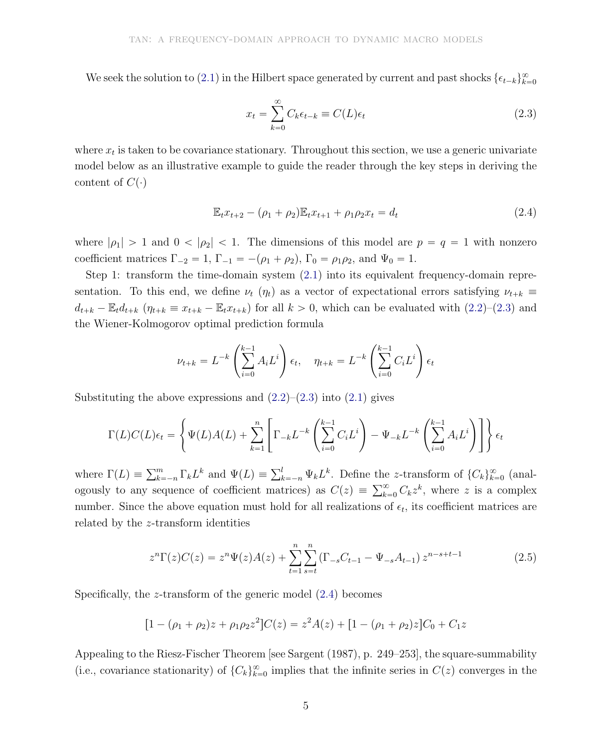We seek the solution to (2.1) in the Hilbert space generated by current and past shocks $\{\epsilon_{t-k}\}_{k=0}^{\infty}$

$$x_t = \sum_{k=0}^{\infty} C_k \epsilon_{t-k} \equiv C(L)\epsilon_t \tag{2.3}$$

where $x_t$ is taken to be covariance stationary. Throughout this section, we use a generic univariate model below as an illustrative example to guide the reader through the key steps in deriving the content of $C(\cdot)$

$$\mathbb{E}_t x_{t+2} - (\rho_1 + \rho_2)\mathbb{E}_t x_{t+1} + \rho_1 \rho_2 x_t = d_t \tag{2.4}$$

where $|\rho_1| > 1$ and $0 < |\rho_2| < 1$. The dimensions of this model are $p = q = 1$ with nonzero coefficient matrices $\Gamma_{-2} = 1$, $\Gamma_{-1} = -(\rho_1 + \rho_2)$, $\Gamma_0 = \rho_1 \rho_2$, and $\Psi_0 = 1$.

Step 1: transform the time-domain system (2.1) into its equivalent frequency-domain representation. To this end, we define $\nu_t$ ($\eta_t$) as a vector of expectational errors satisfying $\nu_{t+k} \equiv d_{t+k} - \mathbb{E}_t d_{t+k}$ ($\eta_{t+k} \equiv x_{t+k} - \mathbb{E}_t x_{t+k}$) for all $k > 0$, which can be evaluated with (2.2)–(2.3) and the Wiener-Kolmogorov optimal prediction formula

$$\nu_{t+k} = L^{-k}\left(\sum_{i=0}^{k-1} A_i L^i\right)\epsilon_t, \quad \eta_{t+k} = L^{-k}\left(\sum_{i=0}^{k-1} C_i L^i\right)\epsilon_t$$

Substituting the above expressions and (2.2)–(2.3) into (2.1) gives

$$\Gamma(L)C(L)\epsilon_t = \left\{\Psi(L)A(L) + \sum_{k=1}^{n}\left[\Gamma_{-k}L^{-k}\left(\sum_{i=0}^{k-1} C_i L^i\right) - \Psi_{-k}L^{-k}\left(\sum_{i=0}^{k-1} A_i L^i\right)\right]\right\}\epsilon_t$$

where $\Gamma(L) \equiv \sum_{k=-n}^{m} \Gamma_k L^k$ and $\Psi(L) \equiv \sum_{k=-n}^{l} \Psi_k L^k$. Define the $z$-transform of $\{C_k\}_{k=0}^{\infty}$ (analogously to any sequence of coefficient matrices) as $C(z) \equiv \sum_{k=0}^{\infty} C_k z^k$, where $z$ is a complex number. Since the above equation must hold for all realizations of $\epsilon_t$, its coefficient matrices are related by the $z$-transform identities

$$z^n \Gamma(z) C(z) = z^n \Psi(z) A(z) + \sum_{t=1}^{n}\sum_{s=t}^{n}\left(\Gamma_{-s} C_{t-1} - \Psi_{-s} A_{t-1}\right) z^{n-s+t-1} \tag{2.5}$$

Specifically, the $z$-transform of the generic model (2.4) becomes

$$[1 - (\rho_1 + \rho_2)z + \rho_1 \rho_2 z^2]C(z) = z^2 A(z) + [1 - (\rho_1 + \rho_2)z]C_0 + C_1 z$$

Appealing to the Riesz-Fischer Theorem [see Sargent (1987), p. 249–253], the square-summability (i.e., covariance stationarity) of $\{C_k\}_{k=0}^{\infty}$ implies that the infinite series in $C(z)$ converges in the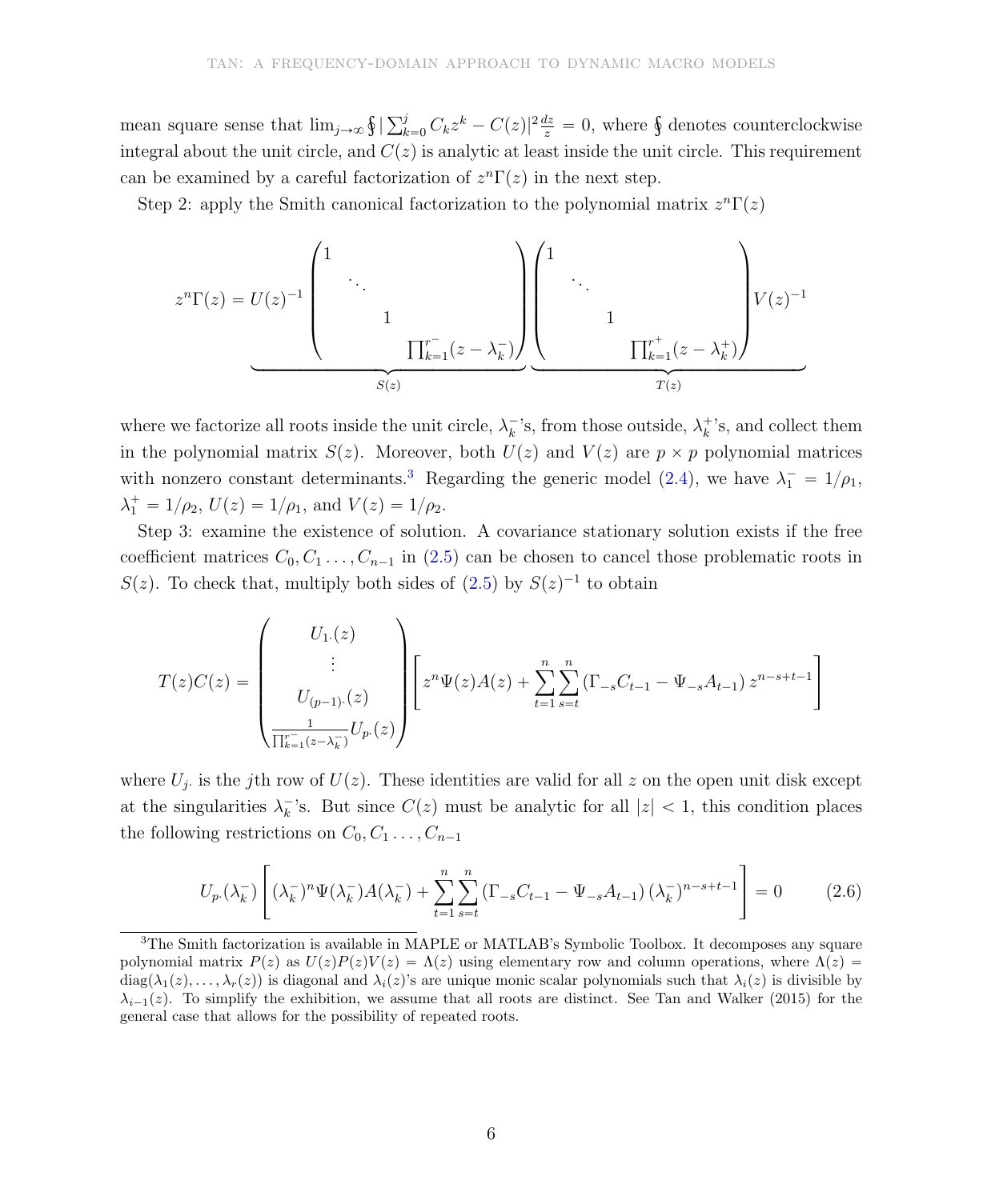mean square sense that $\lim_{j\to\infty} \oint |\sum_{k=0}^{j} C_k z^k - C(z)|^2 \frac{dz}{z} = 0$, where $\oint$ denotes counterclockwise integral about the unit circle, and $C(z)$ is analytic at least inside the unit circle. This requirement can be examined by a careful factorization of $z^n\Gamma(z)$ in the next step.

Step 2: apply the Smith canonical factorization to the polynomial matrix $z^n\Gamma(z)$

$$
z^n\Gamma(z) = \underbrace{U(z)^{-1}\begin{pmatrix} 1 & & & \\ & \ddots & & \\ & & 1 & \\ & & & \prod_{k=1}^{r^-}(z-\lambda_k^-) \end{pmatrix}}_{S(z)} \underbrace{\begin{pmatrix} 1 & & & \\ & \ddots & & \\ & & 1 & \\ & & & \prod_{k=1}^{r^+}(z-\lambda_k^+) \end{pmatrix} V(z)^{-1}}_{T(z)}
$$

where we factorize all roots inside the unit circle, $\lambda_k^-$'s, from those outside, $\lambda_k^+$'s, and collect them in the polynomial matrix $S(z)$. Moreover, both $U(z)$ and $V(z)$ are $p \times p$ polynomial matrices with nonzero constant determinants.[3] Regarding the generic model (2.4), we have $\lambda_1^- = 1/\rho_1$, $\lambda_1^+ = 1/\rho_2$, $U(z) = 1/\rho_1$, and $V(z) = 1/\rho_2$.

Step 3: examine the existence of solution. A covariance stationary solution exists if the free coefficient matrices $C_0, C_1 \dots, C_{n-1}$ in (2.5) can be chosen to cancel those problematic roots in $S(z)$. To check that, multiply both sides of (2.5) by $S(z)^{-1}$ to obtain

$$
T(z)C(z) = \begin{pmatrix} U_{1\cdot}(z) \\ \vdots \\ U_{(p-1)\cdot}(z) \\ \frac{1}{\prod_{k=1}^{r^-}(z-\lambda_k^-)} U_{p\cdot}(z) \end{pmatrix} \left[ z^n\Psi(z)A(z) + \sum_{t=1}^{n}\sum_{s=t}^{n} \left(\Gamma_{-s}C_{t-1} - \Psi_{-s}A_{t-1}\right) z^{n-s+t-1} \right]
$$

where $U_{j\cdot}$ is the $j$th row of $U(z)$. These identities are valid for all $z$ on the open unit disk except at the singularities $\lambda_k^-$'s. But since $C(z)$ must be analytic for all $|z| < 1$, this condition places the following restrictions on $C_0, C_1 \dots, C_{n-1}$

$$
U_{p\cdot}(\lambda_k^-) \left[ (\lambda_k^-)^n \Psi(\lambda_k^-)A(\lambda_k^-) + \sum_{t=1}^{n}\sum_{s=t}^{n} \left(\Gamma_{-s}C_{t-1} - \Psi_{-s}A_{t-1}\right) (\lambda_k^-)^{n-s+t-1} \right] = 0 \tag{2.6}
$$

[3] The Smith factorization is available in MAPLE or MATLAB's Symbolic Toolbox. It decomposes any square polynomial matrix $P(z)$ as $U(z)P(z)V(z) = \Lambda(z)$ using elementary row and column operations, where $\Lambda(z) = \text{diag}(\lambda_1(z), \dots, \lambda_r(z))$ is diagonal and $\lambda_i(z)$'s are unique monic scalar polynomials such that $\lambda_i(z)$ is divisible by $\lambda_{i-1}(z)$. To simplify the exhibition, we assume that all roots are distinct. See Tan and Walker (2015) for the general case that allows for the possibility of repeated roots.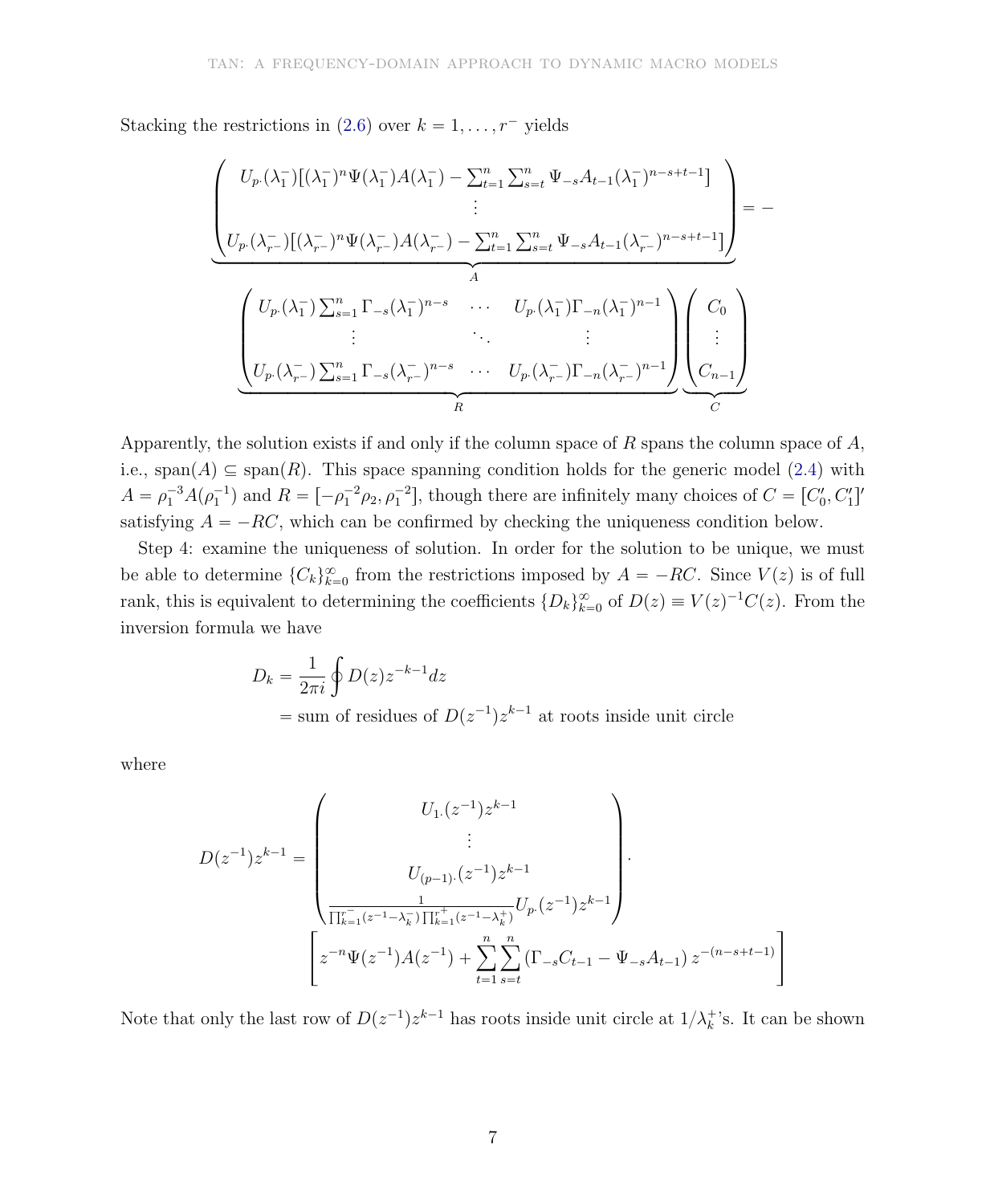Stacking the restrictions in (2.6) over $k = 1, \ldots, r^-$ yields

$$
\underbrace{\begin{pmatrix} U_{p\cdot}(\lambda_1^-)[(\lambda_1^-)^n \Psi(\lambda_1^-) A(\lambda_1^-) - \sum_{t=1}^n \sum_{s=t}^n \Psi_{-s} A_{t-1} (\lambda_1^-)^{n-s+t-1}] \\ \vdots \\ U_{p\cdot}(\lambda_{r^-}^-)[(\lambda_{r^-}^-)^n \Psi(\lambda_{r^-}^-) A(\lambda_{r^-}^-) - \sum_{t=1}^n \sum_{s=t}^n \Psi_{-s} A_{t-1} (\lambda_{r^-}^-)^{n-s+t-1}] \end{pmatrix}}_{A} = -
$$

$$
\underbrace{\begin{pmatrix} U_{p\cdot}(\lambda_1^-) \sum_{s=1}^n \Gamma_{-s} (\lambda_1^-)^{n-s} & \cdots & U_{p\cdot}(\lambda_1^-) \Gamma_{-n} (\lambda_1^-)^{n-1} \\ \vdots & \ddots & \vdots \\ U_{p\cdot}(\lambda_{r^-}^-) \sum_{s=1}^n \Gamma_{-s} (\lambda_{r^-}^-)^{n-s} & \cdots & U_{p\cdot}(\lambda_{r^-}^-) \Gamma_{-n} (\lambda_{r^-}^-)^{n-1} \end{pmatrix}}_{R} \underbrace{\begin{pmatrix} C_0 \\ \vdots \\ C_{n-1} \end{pmatrix}}_{C}
$$

Apparently, the solution exists if and only if the column space of $R$ spans the column space of $A$, i.e., $\text{span}(A) \subseteq \text{span}(R)$. This space spanning condition holds for the generic model (2.4) with $A = \rho_1^{-3} A(\rho_1^{-1})$ and $R = [-\rho_1^{-2}\rho_2, \rho_1^{-2}]$, though there are infinitely many choices of $C = [C_0', C_1']'$ satisfying $A = -RC$, which can be confirmed by checking the uniqueness condition below.

Step 4: examine the uniqueness of solution. In order for the solution to be unique, we must be able to determine $\{C_k\}_{k=0}^\infty$ from the restrictions imposed by $A = -RC$. Since $V(z)$ is of full rank, this is equivalent to determining the coefficients $\{D_k\}_{k=0}^\infty$ of $D(z) \equiv V(z)^{-1} C(z)$. From the inversion formula we have

$$
\begin{aligned}
D_k &= \frac{1}{2\pi i} \oint D(z) z^{-k-1} dz \\
&= \text{sum of residues of } D(z^{-1}) z^{k-1} \text{ at roots inside unit circle}
\end{aligned}
$$

where

$$
D(z^{-1}) z^{k-1} = \begin{pmatrix} U_{1\cdot}(z^{-1}) z^{k-1} \\ \vdots \\ U_{(p-1)\cdot}(z^{-1}) z^{k-1} \\ \frac{1}{\prod_{k=1}^{r^-}(z^{-1} - \lambda_k^-) \prod_{k=1}^{r^+}(z^{-1} - \lambda_k^+)} U_{p\cdot}(z^{-1}) z^{k-1} \end{pmatrix}.
$$

$$
\left[ z^{-n} \Psi(z^{-1}) A(z^{-1}) + \sum_{t=1}^n \sum_{s=t}^n \left( \Gamma_{-s} C_{t-1} - \Psi_{-s} A_{t-1} \right) z^{-(n-s+t-1)} \right]
$$

Note that only the last row of $D(z^{-1}) z^{k-1}$ has roots inside unit circle at $1/\lambda_k^+$'s. It can be shown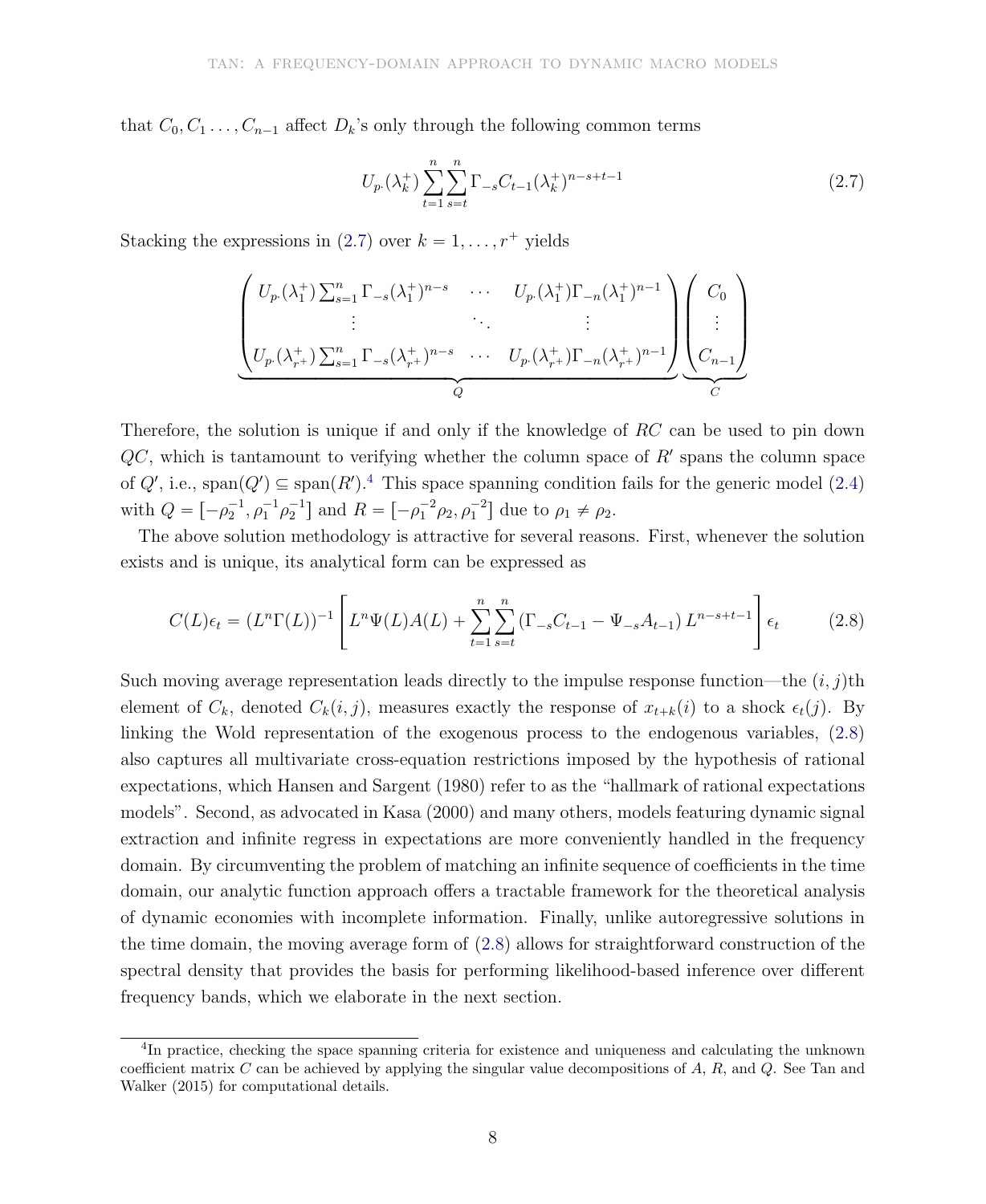that $C_0, C_1 \ldots, C_{n-1}$ affect $D_k$'s only through the following common terms

$$U_{p\cdot}(\lambda_k^+) \sum_{t=1}^{n} \sum_{s=t}^{n} \Gamma_{-s} C_{t-1} (\lambda_k^+)^{n-s+t-1} \tag{2.7}$$

Stacking the expressions in (2.7) over $k = 1, \ldots, r^+$ yields

$$\underbrace{\begin{pmatrix} U_{p\cdot}(\lambda_1^+) \sum_{s=1}^{n} \Gamma_{-s} (\lambda_1^+)^{n-s} & \cdots & U_{p\cdot}(\lambda_1^+) \Gamma_{-n} (\lambda_1^+)^{n-1} \\ \vdots & \ddots & \vdots \\ U_{p\cdot}(\lambda_{r^+}^+) \sum_{s=1}^{n} \Gamma_{-s} (\lambda_{r^+}^+)^{n-s} & \cdots & U_{p\cdot}(\lambda_{r^+}^+) \Gamma_{-n} (\lambda_{r^+}^+)^{n-1} \end{pmatrix}}_{Q} \underbrace{\begin{pmatrix} C_0 \\ \vdots \\ C_{n-1} \end{pmatrix}}_{C}$$

Therefore, the solution is unique if and only if the knowledge of $RC$ can be used to pin down $QC$, which is tantamount to verifying whether the column space of $R'$ spans the column space of $Q'$, i.e., $\text{span}(Q') \subseteq \text{span}(R')$.[4] This space spanning condition fails for the generic model (2.4) with $Q = [-\rho_2^{-1}, \rho_1^{-1}\rho_2^{-1}]$ and $R = [-\rho_1^{-2}\rho_2, \rho_1^{-2}]$ due to $\rho_1 \neq \rho_2$.

The above solution methodology is attractive for several reasons. First, whenever the solution exists and is unique, its analytical form can be expressed as

$$C(L)\epsilon_t = (L^n \Gamma(L))^{-1} \left[ L^n \Psi(L) A(L) + \sum_{t=1}^{n} \sum_{s=t}^{n} \left( \Gamma_{-s} C_{t-1} - \Psi_{-s} A_{t-1} \right) L^{n-s+t-1} \right] \epsilon_t \tag{2.8}$$

Such moving average representation leads directly to the impulse response function—the $(i, j)$th element of $C_k$, denoted $C_k(i, j)$, measures exactly the response of $x_{t+k}(i)$ to a shock $\epsilon_t(j)$. By linking the Wold representation of the exogenous process to the endogenous variables, (2.8) also captures all multivariate cross-equation restrictions imposed by the hypothesis of rational expectations, which Hansen and Sargent (1980) refer to as the "hallmark of rational expectations models". Second, as advocated in Kasa (2000) and many others, models featuring dynamic signal extraction and infinite regress in expectations are more conveniently handled in the frequency domain. By circumventing the problem of matching an infinite sequence of coefficients in the time domain, our analytic function approach offers a tractable framework for the theoretical analysis of dynamic economies with incomplete information. Finally, unlike autoregressive solutions in the time domain, the moving average form of (2.8) allows for straightforward construction of the spectral density that provides the basis for performing likelihood-based inference over different frequency bands, which we elaborate in the next section.

[4] In practice, checking the space spanning criteria for existence and uniqueness and calculating the unknown coefficient matrix $C$ can be achieved by applying the singular value decompositions of $A$, $R$, and $Q$. See Tan and Walker (2015) for computational details.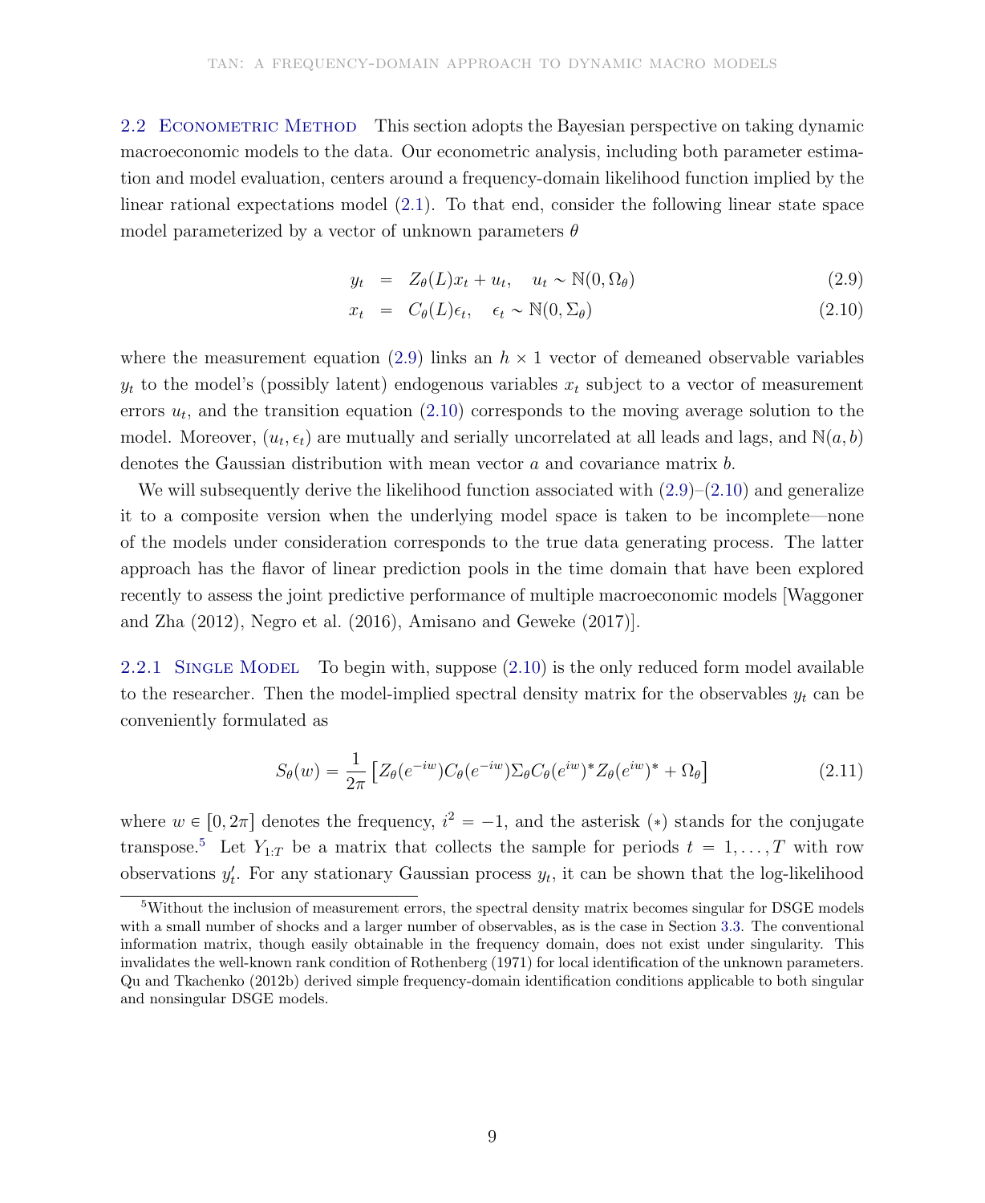### 2.2 Econometric Method

This section adopts the Bayesian perspective on taking dynamic macroeconomic models to the data. Our econometric analysis, including both parameter estimation and model evaluation, centers around a frequency-domain likelihood function implied by the linear rational expectations model (2.1). To that end, consider the following linear state space model parameterized by a vector of unknown parameters $\theta$

$$
\begin{aligned}
y_t &= Z_\theta(L)x_t + u_t, \quad u_t \sim \mathbb{N}(0, \Omega_\theta) && (2.9)\\
x_t &= C_\theta(L)\epsilon_t, \quad \epsilon_t \sim \mathbb{N}(0, \Sigma_\theta) && (2.10)
\end{aligned}
$$

where the measurement equation (2.9) links an $h \times 1$ vector of demeaned observable variables $y_t$ to the model's (possibly latent) endogenous variables $x_t$ subject to a vector of measurement errors $u_t$, and the transition equation (2.10) corresponds to the moving average solution to the model. Moreover, $(u_t, \epsilon_t)$ are mutually and serially uncorrelated at all leads and lags, and $\mathbb{N}(a, b)$ denotes the Gaussian distribution with mean vector $a$ and covariance matrix $b$.

We will subsequently derive the likelihood function associated with (2.9)–(2.10) and generalize it to a composite version when the underlying model space is taken to be incomplete—none of the models under consideration corresponds to the true data generating process. The latter approach has the flavor of linear prediction pools in the time domain that have been explored recently to assess the joint predictive performance of multiple macroeconomic models [Waggoner and Zha (2012), Negro et al. (2016), Amisano and Geweke (2017)].

#### 2.2.1 Single Model

To begin with, suppose (2.10) is the only reduced form model available to the researcher. Then the model-implied spectral density matrix for the observables $y_t$ can be conveniently formulated as

$$
S_\theta(w) = \frac{1}{2\pi}\left[Z_\theta(e^{-iw})C_\theta(e^{-iw})\Sigma_\theta C_\theta(e^{iw})^* Z_\theta(e^{iw})^* + \Omega_\theta\right] \tag{2.11}
$$

where $w \in [0, 2\pi]$ denotes the frequency, $i^2 = -1$, and the asterisk $(*)$ stands for the conjugate transpose.[5] Let $Y_{1:T}$ be a matrix that collects the sample for periods $t = 1, \ldots, T$ with row observations $y_t'$. For any stationary Gaussian process $y_t$, it can be shown that the log-likelihood

[5] Without the inclusion of measurement errors, the spectral density matrix becomes singular for DSGE models with a small number of shocks and a larger number of observables, as is the case in Section 3.3. The conventional information matrix, though easily obtainable in the frequency domain, does not exist under singularity. This invalidates the well-known rank condition of Rothenberg (1971) for local identification of the unknown parameters. Qu and Tkachenko (2012b) derived simple frequency-domain identification conditions applicable to both singular and nonsingular DSGE models.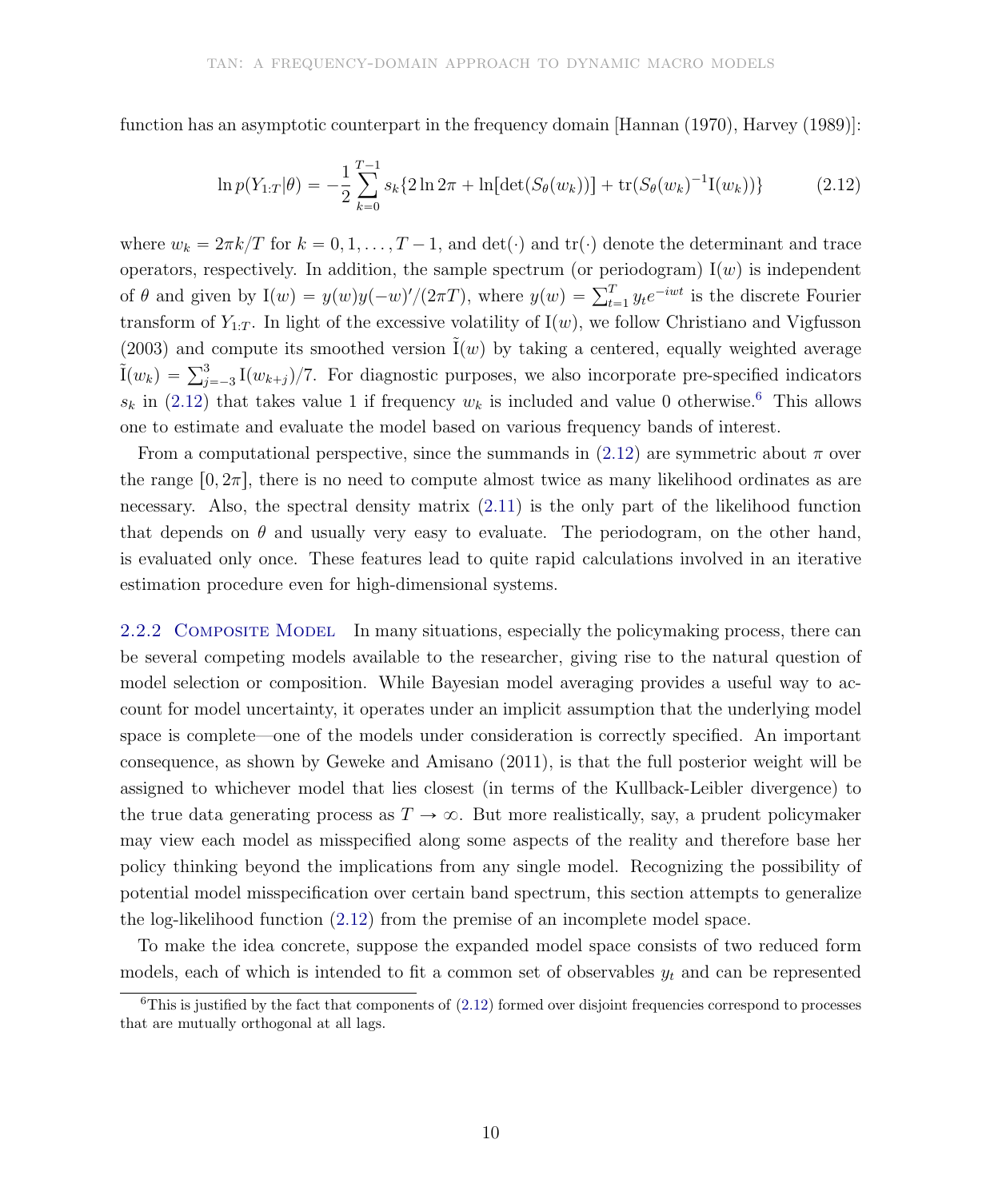function has an asymptotic counterpart in the frequency domain [Hannan (1970), Harvey (1989)]:

$$\ln p(Y_{1:T}|\theta) = -\frac{1}{2}\sum_{k=0}^{T-1} s_k\{2\ln 2\pi + \ln[\det(S_\theta(w_k))] + \mathrm{tr}(S_\theta(w_k)^{-1}\mathrm{I}(w_k))\} \tag{2.12}$$

where $w_k = 2\pi k/T$ for $k = 0, 1, \ldots, T-1$, and $\det(\cdot)$ and $\mathrm{tr}(\cdot)$ denote the determinant and trace operators, respectively. In addition, the sample spectrum (or periodogram) $\mathrm{I}(w)$ is independent of $\theta$ and given by $\mathrm{I}(w) = y(w)y(-w)'/(2\pi T)$, where $y(w) = \sum_{t=1}^{T} y_t e^{-iwt}$ is the discrete Fourier transform of $Y_{1:T}$. In light of the excessive volatility of $\mathrm{I}(w)$, we follow Christiano and Vigfusson (2003) and compute its smoothed version $\tilde{\mathrm{I}}(w)$ by taking a centered, equally weighted average $\tilde{\mathrm{I}}(w_k) = \sum_{j=-3}^{3}\mathrm{I}(w_{k+j})/7$. For diagnostic purposes, we also incorporate pre-specified indicators $s_k$ in (2.12) that takes value 1 if frequency $w_k$ is included and value 0 otherwise.[6] This allows one to estimate and evaluate the model based on various frequency bands of interest.

From a computational perspective, since the summands in (2.12) are symmetric about $\pi$ over the range $[0, 2\pi]$, there is no need to compute almost twice as many likelihood ordinates as are necessary. Also, the spectral density matrix (2.11) is the only part of the likelihood function that depends on $\theta$ and usually very easy to evaluate. The periodogram, on the other hand, is evaluated only once. These features lead to quite rapid calculations involved in an iterative estimation procedure even for high-dimensional systems.

### 2.2.2 Composite Model

In many situations, especially the policymaking process, there can be several competing models available to the researcher, giving rise to the natural question of model selection or composition. While Bayesian model averaging provides a useful way to account for model uncertainty, it operates under an implicit assumption that the underlying model space is complete—one of the models under consideration is correctly specified. An important consequence, as shown by Geweke and Amisano (2011), is that the full posterior weight will be assigned to whichever model that lies closest (in terms of the Kullback-Leibler divergence) to the true data generating process as $T \to \infty$. But more realistically, say, a prudent policymaker may view each model as misspecified along some aspects of the reality and therefore base her policy thinking beyond the implications from any single model. Recognizing the possibility of potential model misspecification over certain band spectrum, this section attempts to generalize the log-likelihood function (2.12) from the premise of an incomplete model space.

To make the idea concrete, suppose the expanded model space consists of two reduced form models, each of which is intended to fit a common set of observables $y_t$ and can be represented

[6] This is justified by the fact that components of (2.12) formed over disjoint frequencies correspond to processes that are mutually orthogonal at all lags.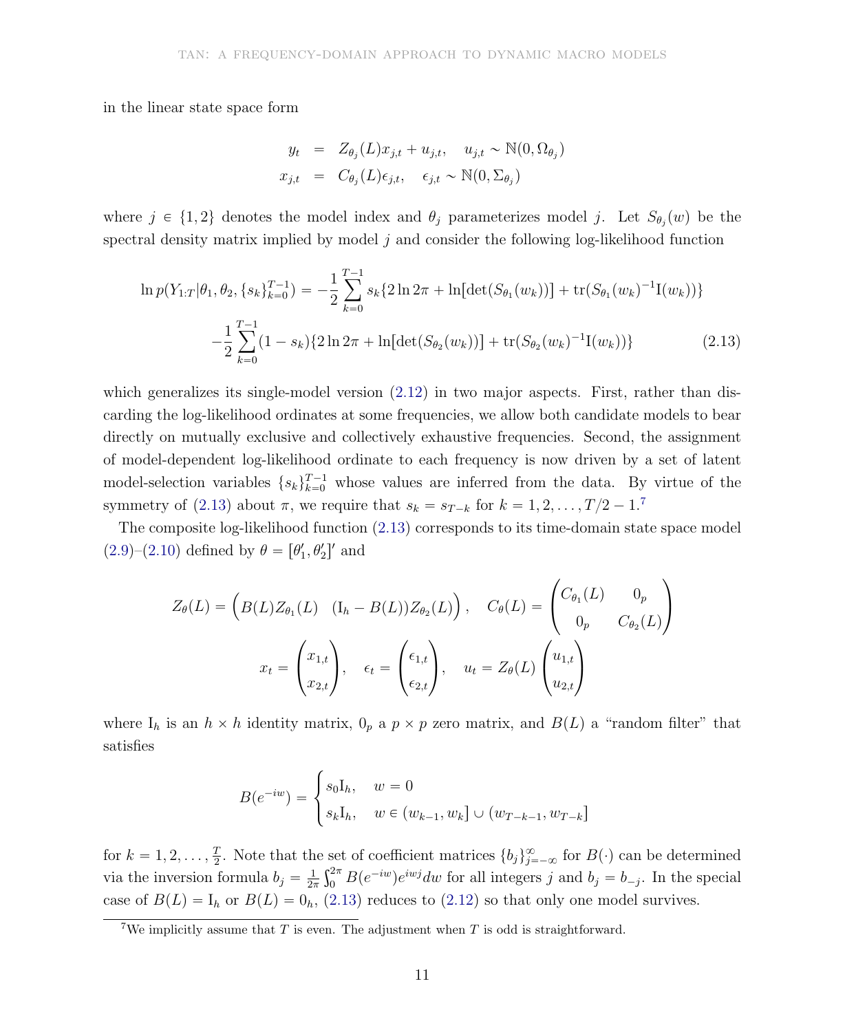in the linear state space form

$$
\begin{aligned}
y_t &= Z_{\theta_j}(L)x_{j,t} + u_{j,t}, \quad u_{j,t} \sim \mathbb{N}(0, \Omega_{\theta_j}) \\
x_{j,t} &= C_{\theta_j}(L)\epsilon_{j,t}, \quad \epsilon_{j,t} \sim \mathbb{N}(0, \Sigma_{\theta_j})
\end{aligned}
$$

where $j \in \{1, 2\}$ denotes the model index and $\theta_j$ parameterizes model $j$. Let $S_{\theta_j}(w)$ be the spectral density matrix implied by model $j$ and consider the following log-likelihood function

$$
\begin{aligned}
\ln p(Y_{1:T}|\theta_1, \theta_2, \{s_k\}_{k=0}^{T-1}) = &-\frac{1}{2}\sum_{k=0}^{T-1} s_k\{2\ln 2\pi + \ln[\det(S_{\theta_1}(w_k))] + \mathrm{tr}(S_{\theta_1}(w_k)^{-1}\mathrm{I}(w_k))\} \\
&-\frac{1}{2}\sum_{k=0}^{T-1}(1 - s_k)\{2\ln 2\pi + \ln[\det(S_{\theta_2}(w_k))] + \mathrm{tr}(S_{\theta_2}(w_k)^{-1}\mathrm{I}(w_k))\} \qquad (2.13)
\end{aligned}
$$

which generalizes its single-model version (2.12) in two major aspects. First, rather than discarding the log-likelihood ordinates at some frequencies, we allow both candidate models to bear directly on mutually exclusive and collectively exhaustive frequencies. Second, the assignment of model-dependent log-likelihood ordinate to each frequency is now driven by a set of latent model-selection variables $\{s_k\}_{k=0}^{T-1}$ whose values are inferred from the data. By virtue of the symmetry of (2.13) about $\pi$, we require that $s_k = s_{T-k}$ for $k = 1, 2, \ldots, T/2 - 1$.[7]

The composite log-likelihood function (2.13) corresponds to its time-domain state space model (2.9)–(2.10) defined by $\theta = [\theta_1', \theta_2']'$ and

$$
Z_\theta(L) = \begin{pmatrix} B(L)Z_{\theta_1}(L) & (\mathrm{I}_h - B(L))Z_{\theta_2}(L) \end{pmatrix}, \quad C_\theta(L) = \begin{pmatrix} C_{\theta_1}(L) & 0_p \\ 0_p & C_{\theta_2}(L) \end{pmatrix}
$$

$$
x_t = \begin{pmatrix} x_{1,t} \\ x_{2,t} \end{pmatrix}, \quad \epsilon_t = \begin{pmatrix} \epsilon_{1,t} \\ \epsilon_{2,t} \end{pmatrix}, \quad u_t = Z_\theta(L)\begin{pmatrix} u_{1,t} \\ u_{2,t} \end{pmatrix}
$$

where $\mathrm{I}_h$ is an $h \times h$ identity matrix, $0_p$ a $p \times p$ zero matrix, and $B(L)$ a "random filter" that satisfies

$$
B(e^{-iw}) = \begin{cases} s_0\mathrm{I}_h, & w = 0 \\ s_k\mathrm{I}_h, & w \in (w_{k-1}, w_k] \cup (w_{T-k-1}, w_{T-k}] \end{cases}
$$

for $k = 1, 2, \ldots, \frac{T}{2}$. Note that the set of coefficient matrices $\{b_j\}_{j=-\infty}^{\infty}$ for $B(\cdot)$ can be determined via the inversion formula $b_j = \frac{1}{2\pi}\int_0^{2\pi} B(e^{-iw})e^{iwj}dw$ for all integers $j$ and $b_j = b_{-j}$. In the special case of $B(L) = \mathrm{I}_h$ or $B(L) = 0_h$, (2.13) reduces to (2.12) so that only one model survives.

[7] We implicitly assume that $T$ is even. The adjustment when $T$ is odd is straightforward.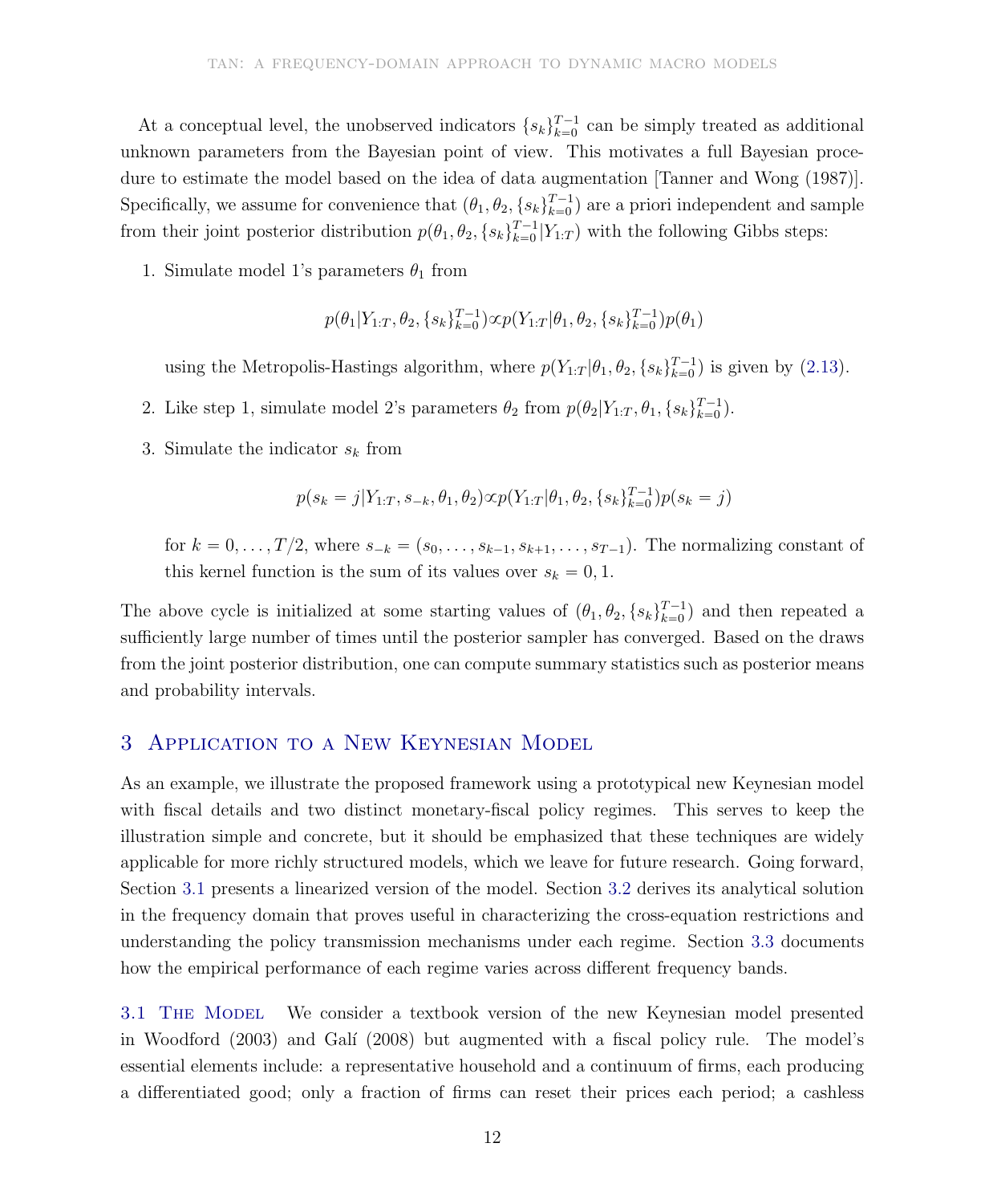At a conceptual level, the unobserved indicators $\{s_k\}_{k=0}^{T-1}$ can be simply treated as additional unknown parameters from the Bayesian point of view. This motivates a full Bayesian procedure to estimate the model based on the idea of data augmentation [Tanner and Wong (1987)]. Specifically, we assume for convenience that $(\theta_1, \theta_2, \{s_k\}_{k=0}^{T-1})$ are a priori independent and sample from their joint posterior distribution $p(\theta_1, \theta_2, \{s_k\}_{k=0}^{T-1}|Y_{1:T})$ with the following Gibbs steps:

1. Simulate model 1's parameters $\theta_1$ from

$$p(\theta_1|Y_{1:T}, \theta_2, \{s_k\}_{k=0}^{T-1}) \propto p(Y_{1:T}|\theta_1, \theta_2, \{s_k\}_{k=0}^{T-1})p(\theta_1)$$

   using the Metropolis-Hastings algorithm, where $p(Y_{1:T}|\theta_1, \theta_2, \{s_k\}_{k=0}^{T-1})$ is given by (2.13).

2. Like step 1, simulate model 2's parameters $\theta_2$ from $p(\theta_2|Y_{1:T}, \theta_1, \{s_k\}_{k=0}^{T-1})$.

3. Simulate the indicator $s_k$ from

$$p(s_k = j|Y_{1:T}, s_{-k}, \theta_1, \theta_2) \propto p(Y_{1:T}|\theta_1, \theta_2, \{s_k\}_{k=0}^{T-1})p(s_k = j)$$

   for $k = 0, \ldots, T/2$, where $s_{-k} = (s_0, \ldots, s_{k-1}, s_{k+1}, \ldots, s_{T-1})$. The normalizing constant of this kernel function is the sum of its values over $s_k = 0, 1$.

The above cycle is initialized at some starting values of $(\theta_1, \theta_2, \{s_k\}_{k=0}^{T-1})$ and then repeated a sufficiently large number of times until the posterior sampler has converged. Based on the draws from the joint posterior distribution, one can compute summary statistics such as posterior means and probability intervals.

## 3 Application to a New Keynesian Model

As an example, we illustrate the proposed framework using a prototypical new Keynesian model with fiscal details and two distinct monetary-fiscal policy regimes. This serves to keep the illustration simple and concrete, but it should be emphasized that these techniques are widely applicable for more richly structured models, which we leave for future research. Going forward, Section 3.1 presents a linearized version of the model. Section 3.2 derives its analytical solution in the frequency domain that proves useful in characterizing the cross-equation restrictions and understanding the policy transmission mechanisms under each regime. Section 3.3 documents how the empirical performance of each regime varies across different frequency bands.

**3.1 The Model** We consider a textbook version of the new Keynesian model presented in Woodford (2003) and Galí (2008) but augmented with a fiscal policy rule. The model's essential elements include: a representative household and a continuum of firms, each producing a differentiated good; only a fraction of firms can reset their prices each period; a cashless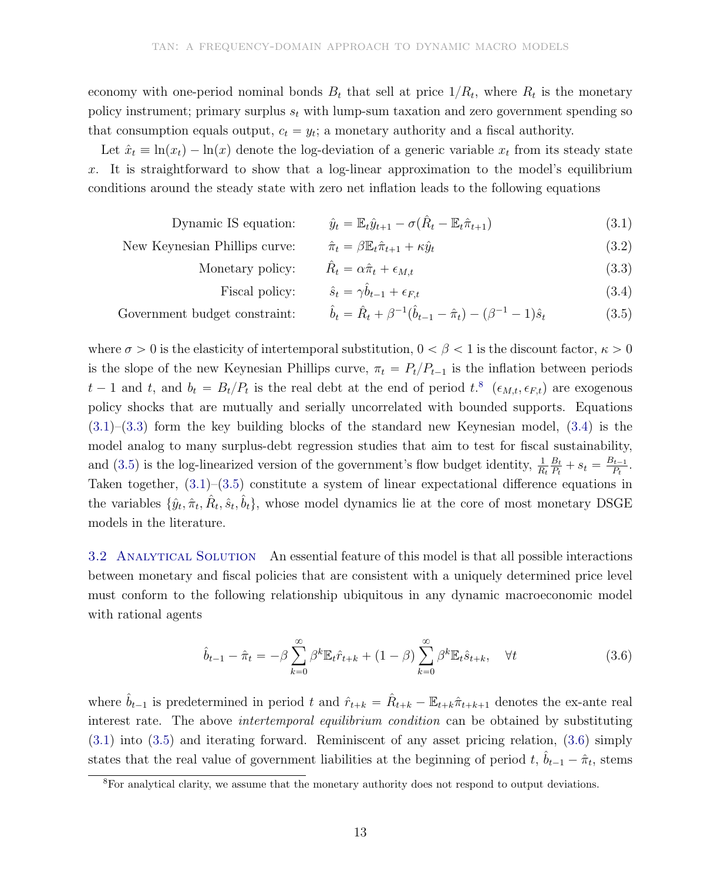economy with one-period nominal bonds $B_t$ that sell at price $1/R_t$, where $R_t$ is the monetary policy instrument; primary surplus $s_t$ with lump-sum taxation and zero government spending so that consumption equals output, $c_t = y_t$; a monetary authority and a fiscal authority.

Let $\hat{x}_t \equiv \ln(x_t) - \ln(x)$ denote the log-deviation of a generic variable $x_t$ from its steady state $x$. It is straightforward to show that a log-linear approximation to the model's equilibrium conditions around the steady state with zero net inflation leads to the following equations

$$\text{Dynamic IS equation:} \qquad \hat{y}_t = \mathbb{E}_t \hat{y}_{t+1} - \sigma(\hat{R}_t - \mathbb{E}_t \hat{\pi}_{t+1}) \tag{3.1}$$

$$\text{New Keynesian Phillips curve:} \qquad \hat{\pi}_t = \beta \mathbb{E}_t \hat{\pi}_{t+1} + \kappa \hat{y}_t \tag{3.2}$$

$$\text{Monetary policy:} \qquad \hat{R}_t = \alpha \hat{\pi}_t + \epsilon_{M,t} \tag{3.3}$$

$$\text{Fiscal policy:} \qquad \hat{s}_t = \gamma \hat{b}_{t-1} + \epsilon_{F,t} \tag{3.4}$$

$$\text{Government budget constraint:} \qquad \hat{b}_t = \hat{R}_t + \beta^{-1}(\hat{b}_{t-1} - \hat{\pi}_t) - (\beta^{-1} - 1)\hat{s}_t \tag{3.5}$$

where $\sigma > 0$ is the elasticity of intertemporal substitution, $0 < \beta < 1$ is the discount factor, $\kappa > 0$ is the slope of the new Keynesian Phillips curve, $\pi_t = P_t/P_{t-1}$ is the inflation between periods $t-1$ and $t$, and $b_t = B_t/P_t$ is the real debt at the end of period $t$.[8] $(\epsilon_{M,t}, \epsilon_{F,t})$ are exogenous policy shocks that are mutually and serially uncorrelated with bounded supports. Equations (3.1)–(3.3) form the key building blocks of the standard new Keynesian model, (3.4) is the model analog to many surplus-debt regression studies that aim to test for fiscal sustainability, and (3.5) is the log-linearized version of the government's flow budget identity, $\frac{1}{R_t}\frac{B_t}{P_t} + s_t = \frac{B_{t-1}}{P_t}$. Taken together, (3.1)–(3.5) constitute a system of linear expectational difference equations in the variables $\{\hat{y}_t, \hat{\pi}_t, \hat{R}_t, \hat{s}_t, \hat{b}_t\}$, whose model dynamics lie at the core of most monetary DSGE models in the literature.

### 3.2 Analytical Solution

An essential feature of this model is that all possible interactions between monetary and fiscal policies that are consistent with a uniquely determined price level must conform to the following relationship ubiquitous in any dynamic macroeconomic model with rational agents

$$\hat{b}_{t-1} - \hat{\pi}_t = -\beta \sum_{k=0}^{\infty} \beta^k \mathbb{E}_t \hat{r}_{t+k} + (1-\beta) \sum_{k=0}^{\infty} \beta^k \mathbb{E}_t \hat{s}_{t+k}, \quad \forall t \tag{3.6}$$

where $\hat{b}_{t-1}$ is predetermined in period $t$ and $\hat{r}_{t+k} = \hat{R}_{t+k} - \mathbb{E}_{t+k}\hat{\pi}_{t+k+1}$ denotes the ex-ante real interest rate. The above *intertemporal equilibrium condition* can be obtained by substituting (3.1) into (3.5) and iterating forward. Reminiscent of any asset pricing relation, (3.6) simply states that the real value of government liabilities at the beginning of period $t$, $\hat{b}_{t-1} - \hat{\pi}_t$, stems

[8] For analytical clarity, we assume that the monetary authority does not respond to output deviations.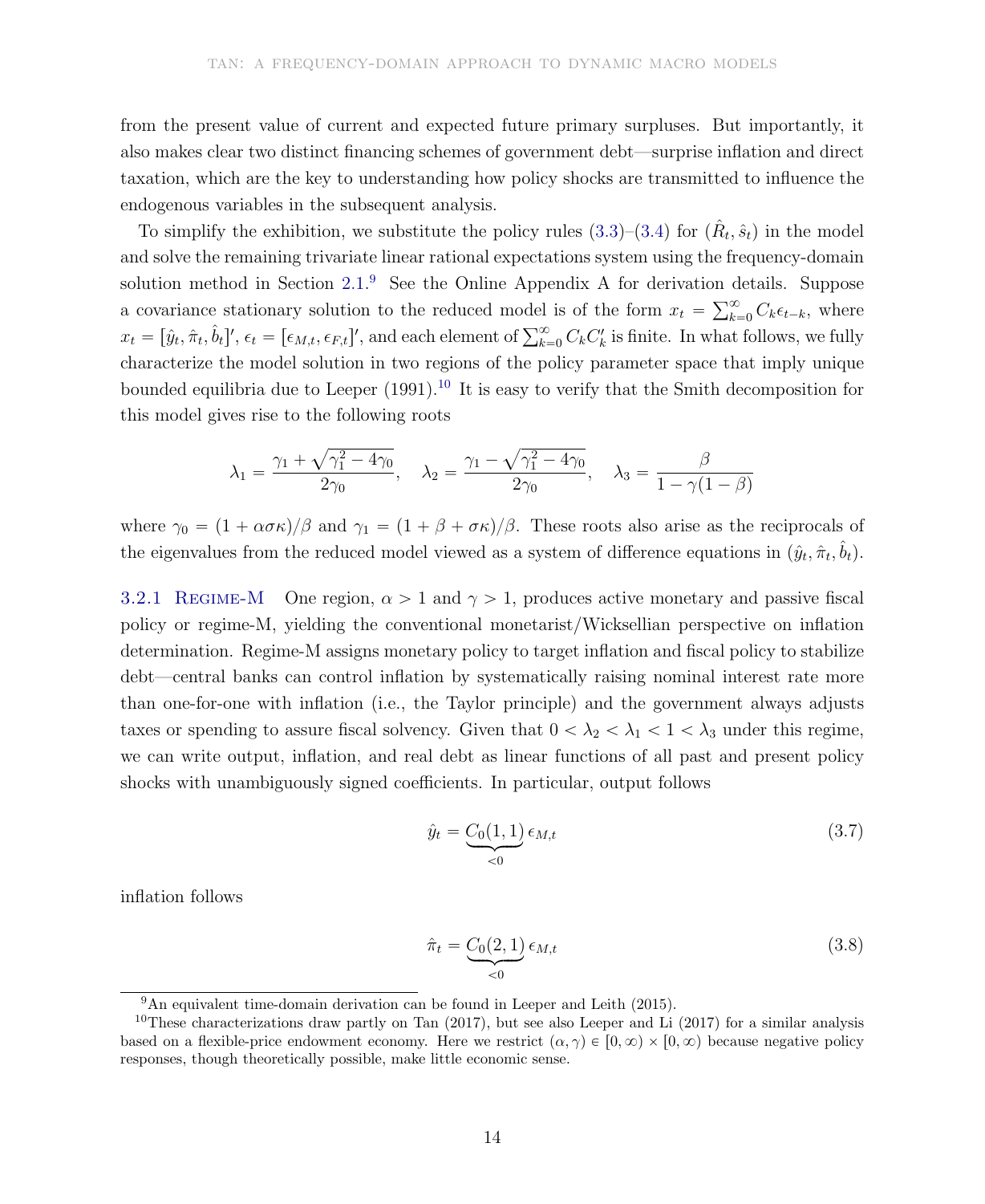from the present value of current and expected future primary surpluses. But importantly, it also makes clear two distinct financing schemes of government debt—surprise inflation and direct taxation, which are the key to understanding how policy shocks are transmitted to influence the endogenous variables in the subsequent analysis.

To simplify the exhibition, we substitute the policy rules (3.3)–(3.4) for $(\hat{R}_t, \hat{s}_t)$ in the model and solve the remaining trivariate linear rational expectations system using the frequency-domain solution method in Section 2.1.[9] See the Online Appendix A for derivation details. Suppose a covariance stationary solution to the reduced model is of the form $x_t = \sum_{k=0}^{\infty} C_k \epsilon_{t-k}$, where $x_t = [\hat{y}_t, \hat{\pi}_t, \hat{b}_t]'$, $\epsilon_t = [\epsilon_{M,t}, \epsilon_{F,t}]'$, and each element of $\sum_{k=0}^{\infty} C_k C_k'$ is finite. In what follows, we fully characterize the model solution in two regions of the policy parameter space that imply unique bounded equilibria due to Leeper (1991).[10] It is easy to verify that the Smith decomposition for this model gives rise to the following roots

$$\lambda_1 = \frac{\gamma_1 + \sqrt{\gamma_1^2 - 4\gamma_0}}{2\gamma_0}, \quad \lambda_2 = \frac{\gamma_1 - \sqrt{\gamma_1^2 - 4\gamma_0}}{2\gamma_0}, \quad \lambda_3 = \frac{\beta}{1 - \gamma(1-\beta)}$$

where $\gamma_0 = (1 + \alpha\sigma\kappa)/\beta$ and $\gamma_1 = (1 + \beta + \sigma\kappa)/\beta$. These roots also arise as the reciprocals of the eigenvalues from the reduced model viewed as a system of difference equations in $(\hat{y}_t, \hat{\pi}_t, \hat{b}_t)$.

### 3.2.1 Regime-M

One region, $\alpha > 1$ and $\gamma > 1$, produces active monetary and passive fiscal policy or regime-M, yielding the conventional monetarist/Wicksellian perspective on inflation determination. Regime-M assigns monetary policy to target inflation and fiscal policy to stabilize debt—central banks can control inflation by systematically raising nominal interest rate more than one-for-one with inflation (i.e., the Taylor principle) and the government always adjusts taxes or spending to assure fiscal solvency. Given that $0 < \lambda_2 < \lambda_1 < 1 < \lambda_3$ under this regime, we can write output, inflation, and real debt as linear functions of all past and present policy shocks with unambiguously signed coefficients. In particular, output follows

$$\hat{y}_t = \underbrace{C_0(1,1)}_{<0} \epsilon_{M,t} \tag{3.7}$$

inflation follows

$$\hat{\pi}_t = \underbrace{C_0(2,1)}_{<0} \epsilon_{M,t} \tag{3.8}$$

[9] An equivalent time-domain derivation can be found in Leeper and Leith (2015).

[10] These characterizations draw partly on Tan (2017), but see also Leeper and Li (2017) for a similar analysis based on a flexible-price endowment economy. Here we restrict $(\alpha, \gamma) \in [0, \infty) \times [0, \infty)$ because negative policy responses, though theoretically possible, make little economic sense.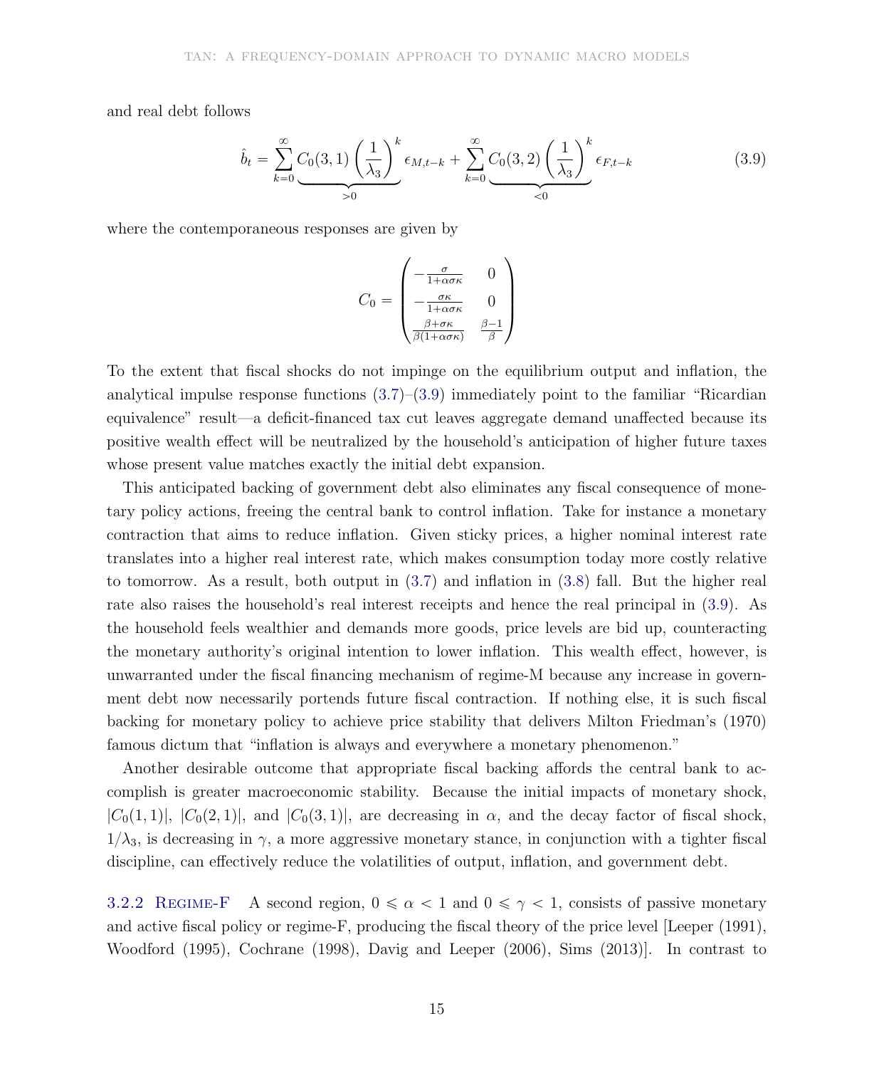and real debt follows

$$\hat{b}_t = \sum_{k=0}^{\infty} \underbrace{C_0(3,1)\left(\frac{1}{\lambda_3}\right)^k}_{>0} \epsilon_{M,t-k} + \sum_{k=0}^{\infty} \underbrace{C_0(3,2)\left(\frac{1}{\lambda_3}\right)^k}_{<0} \epsilon_{F,t-k} \tag{3.9}$$

where the contemporaneous responses are given by

$$C_0 = \begin{pmatrix} -\frac{\sigma}{1+\alpha\sigma\kappa} & 0 \\ -\frac{\sigma\kappa}{1+\alpha\sigma\kappa} & 0 \\ \frac{\beta+\sigma\kappa}{\beta(1+\alpha\sigma\kappa)} & \frac{\beta-1}{\beta} \end{pmatrix}$$

To the extent that fiscal shocks do not impinge on the equilibrium output and inflation, the analytical impulse response functions (3.7)–(3.9) immediately point to the familiar "Ricardian equivalence" result—a deficit-financed tax cut leaves aggregate demand unaffected because its positive wealth effect will be neutralized by the household's anticipation of higher future taxes whose present value matches exactly the initial debt expansion.

This anticipated backing of government debt also eliminates any fiscal consequence of monetary policy actions, freeing the central bank to control inflation. Take for instance a monetary contraction that aims to reduce inflation. Given sticky prices, a higher nominal interest rate translates into a higher real interest rate, which makes consumption today more costly relative to tomorrow. As a result, both output in (3.7) and inflation in (3.8) fall. But the higher real rate also raises the household's real interest receipts and hence the real principal in (3.9). As the household feels wealthier and demands more goods, price levels are bid up, counteracting the monetary authority's original intention to lower inflation. This wealth effect, however, is unwarranted under the fiscal financing mechanism of regime-M because any increase in government debt now necessarily portends future fiscal contraction. If nothing else, it is such fiscal backing for monetary policy to achieve price stability that delivers Milton Friedman's (1970) famous dictum that "inflation is always and everywhere a monetary phenomenon."

Another desirable outcome that appropriate fiscal backing affords the central bank to accomplish is greater macroeconomic stability. Because the initial impacts of monetary shock, $|C_0(1,1)|$, $|C_0(2,1)|$, and $|C_0(3,1)|$, are decreasing in $\alpha$, and the decay factor of fiscal shock, $1/\lambda_3$, is decreasing in $\gamma$, a more aggressive monetary stance, in conjunction with a tighter fiscal discipline, can effectively reduce the volatilities of output, inflation, and government debt.

#### 3.2.2 Regime-F

A second region, $0 \leqslant \alpha < 1$ and $0 \leqslant \gamma < 1$, consists of passive monetary and active fiscal policy or regime-F, producing the fiscal theory of the price level [Leeper (1991), Woodford (1995), Cochrane (1998), Davig and Leeper (2006), Sims (2013)]. In contrast to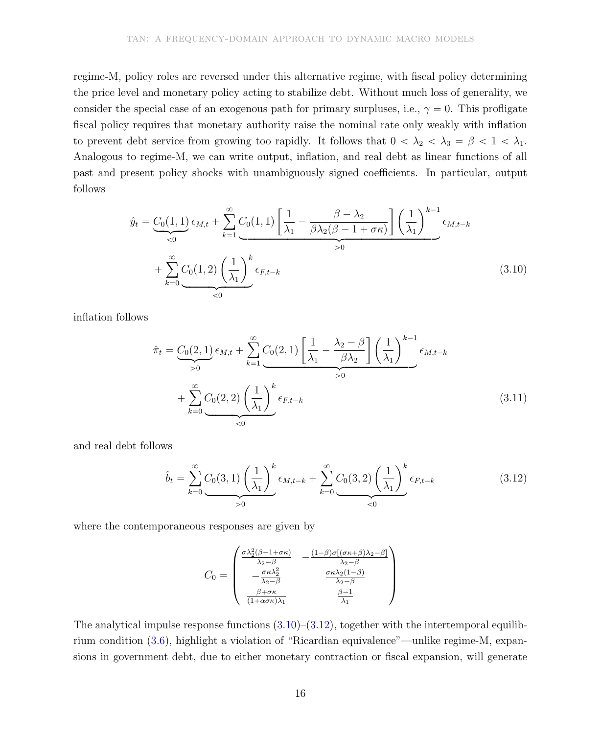regime-M, policy roles are reversed under this alternative regime, with fiscal policy determining the price level and monetary policy acting to stabilize debt. Without much loss of generality, we consider the special case of an exogenous path for primary surpluses, i.e., $\gamma = 0$. This profligate fiscal policy requires that monetary authority raise the nominal rate only weakly with inflation to prevent debt service from growing too rapidly. It follows that $0 < \lambda_2 < \lambda_3 = \beta < 1 < \lambda_1$. Analogous to regime-M, we can write output, inflation, and real debt as linear functions of all past and present policy shocks with unambiguously signed coefficients. In particular, output follows

$$
\begin{aligned}
\hat{y}_t = \underbrace{C_0(1,1)}_{<0} \epsilon_{M,t} + \sum_{k=1}^{\infty} \underbrace{C_0(1,1) \left[ \frac{1}{\lambda_1} - \frac{\beta - \lambda_2}{\beta \lambda_2 (\beta - 1 + \sigma\kappa)} \right] \left( \frac{1}{\lambda_1} \right)^{k-1}}_{>0} \epsilon_{M,t-k} \\
+ \sum_{k=0}^{\infty} \underbrace{C_0(1,2) \left( \frac{1}{\lambda_1} \right)^{k}}_{<0} \epsilon_{F,t-k}
\end{aligned}
\tag{3.10}
$$

inflation follows

$$
\begin{aligned}
\hat{\pi}_t = \underbrace{C_0(2,1)}_{>0} \epsilon_{M,t} + \sum_{k=1}^{\infty} \underbrace{C_0(2,1) \left[ \frac{1}{\lambda_1} - \frac{\lambda_2 - \beta}{\beta \lambda_2} \right] \left( \frac{1}{\lambda_1} \right)^{k-1}}_{>0} \epsilon_{M,t-k} \\
+ \sum_{k=0}^{\infty} \underbrace{C_0(2,2) \left( \frac{1}{\lambda_1} \right)^{k}}_{<0} \epsilon_{F,t-k}
\end{aligned}
\tag{3.11}
$$

and real debt follows

$$
\hat{b}_t = \sum_{k=0}^{\infty} \underbrace{C_0(3,1) \left( \frac{1}{\lambda_1} \right)^{k}}_{>0} \epsilon_{M,t-k} + \sum_{k=0}^{\infty} \underbrace{C_0(3,2) \left( \frac{1}{\lambda_1} \right)^{k}}_{<0} \epsilon_{F,t-k}
\tag{3.12}
$$

where the contemporaneous responses are given by

$$
C_0 = \begin{pmatrix}
\frac{\sigma \lambda_2^2 (\beta - 1 + \sigma\kappa)}{\lambda_2 - \beta} & -\frac{(1-\beta)\sigma[(\sigma\kappa + \beta)\lambda_2 - \beta]}{\lambda_2 - \beta} \\
-\frac{\sigma\kappa\lambda_2^2}{\lambda_2 - \beta} & \frac{\sigma\kappa\lambda_2(1-\beta)}{\lambda_2 - \beta} \\
\frac{\beta + \sigma\kappa}{(1+\alpha\sigma\kappa)\lambda_1} & \frac{\beta - 1}{\lambda_1}
\end{pmatrix}
$$

The analytical impulse response functions (3.10)–(3.12), together with the intertemporal equilibrium condition (3.6), highlight a violation of "Ricardian equivalence"—unlike regime-M, expansions in government debt, due to either monetary contraction or fiscal expansion, will generate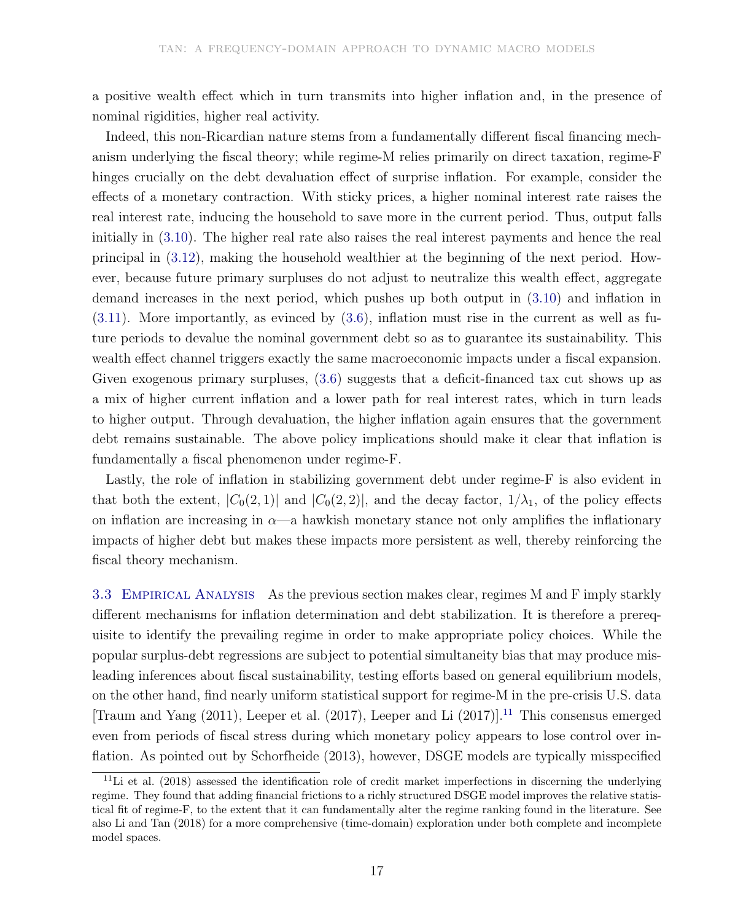a positive wealth effect which in turn transmits into higher inflation and, in the presence of nominal rigidities, higher real activity.

Indeed, this non-Ricardian nature stems from a fundamentally different fiscal financing mechanism underlying the fiscal theory; while regime-M relies primarily on direct taxation, regime-F hinges crucially on the debt devaluation effect of surprise inflation. For example, consider the effects of a monetary contraction. With sticky prices, a higher nominal interest rate raises the real interest rate, inducing the household to save more in the current period. Thus, output falls initially in (3.10). The higher real rate also raises the real interest payments and hence the real principal in (3.12), making the household wealthier at the beginning of the next period. However, because future primary surpluses do not adjust to neutralize this wealth effect, aggregate demand increases in the next period, which pushes up both output in (3.10) and inflation in (3.11). More importantly, as evinced by (3.6), inflation must rise in the current as well as future periods to devalue the nominal government debt so as to guarantee its sustainability. This wealth effect channel triggers exactly the same macroeconomic impacts under a fiscal expansion. Given exogenous primary surpluses, (3.6) suggests that a deficit-financed tax cut shows up as a mix of higher current inflation and a lower path for real interest rates, which in turn leads to higher output. Through devaluation, the higher inflation again ensures that the government debt remains sustainable. The above policy implications should make it clear that inflation is fundamentally a fiscal phenomenon under regime-F.

Lastly, the role of inflation in stabilizing government debt under regime-F is also evident in that both the extent, $|C_0(2,1)|$ and $|C_0(2,2)|$, and the decay factor, $1/\lambda_1$, of the policy effects on inflation are increasing in $\alpha$—a hawkish monetary stance not only amplifies the inflationary impacts of higher debt but makes these impacts more persistent as well, thereby reinforcing the fiscal theory mechanism.

### 3.3 Empirical Analysis

As the previous section makes clear, regimes M and F imply starkly different mechanisms for inflation determination and debt stabilization. It is therefore a prerequisite to identify the prevailing regime in order to make appropriate policy choices. While the popular surplus-debt regressions are subject to potential simultaneity bias that may produce misleading inferences about fiscal sustainability, testing efforts based on general equilibrium models, on the other hand, find nearly uniform statistical support for regime-M in the pre-crisis U.S. data [Traum and Yang (2011), Leeper et al. (2017), Leeper and Li (2017)].[11] This consensus emerged even from periods of fiscal stress during which monetary policy appears to lose control over inflation. As pointed out by Schorfheide (2013), however, DSGE models are typically misspecified

[11] Li et al. (2018) assessed the identification role of credit market imperfections in discerning the underlying regime. They found that adding financial frictions to a richly structured DSGE model improves the relative statistical fit of regime-F, to the extent that it can fundamentally alter the regime ranking found in the literature. See also Li and Tan (2018) for a more comprehensive (time-domain) exploration under both complete and incomplete model spaces.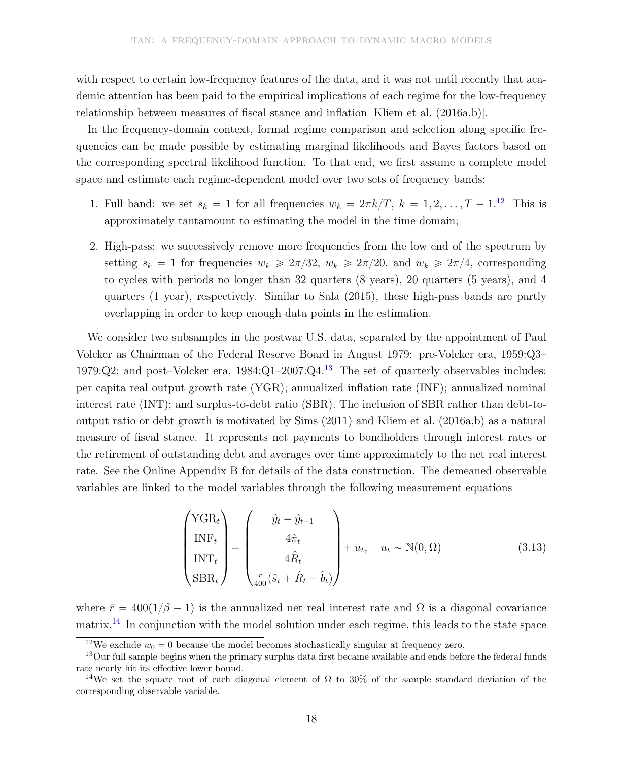with respect to certain low-frequency features of the data, and it was not until recently that academic attention has been paid to the empirical implications of each regime for the low-frequency relationship between measures of fiscal stance and inflation [Kliem et al. (2016a,b)].

In the frequency-domain context, formal regime comparison and selection along specific frequencies can be made possible by estimating marginal likelihoods and Bayes factors based on the corresponding spectral likelihood function. To that end, we first assume a complete model space and estimate each regime-dependent model over two sets of frequency bands:

1. Full band: we set $s_k = 1$ for all frequencies $w_k = 2\pi k/T$, $k = 1, 2, \ldots, T-1$.[12] This is approximately tantamount to estimating the model in the time domain;
2. High-pass: we successively remove more frequencies from the low end of the spectrum by setting $s_k = 1$ for frequencies $w_k \geqslant 2\pi/32$, $w_k \geqslant 2\pi/20$, and $w_k \geqslant 2\pi/4$, corresponding to cycles with periods no longer than 32 quarters (8 years), 20 quarters (5 years), and 4 quarters (1 year), respectively. Similar to Sala (2015), these high-pass bands are partly overlapping in order to keep enough data points in the estimation.

We consider two subsamples in the postwar U.S. data, separated by the appointment of Paul Volcker as Chairman of the Federal Reserve Board in August 1979: pre-Volcker era, 1959:Q3–1979:Q2; and post–Volcker era, 1984:Q1–2007:Q4.[13] The set of quarterly observables includes: per capita real output growth rate (YGR); annualized inflation rate (INF); annualized nominal interest rate (INT); and surplus-to-debt ratio (SBR). The inclusion of SBR rather than debt-to-output ratio or debt growth is motivated by Sims (2011) and Kliem et al. (2016a,b) as a natural measure of fiscal stance. It represents net payments to bondholders through interest rates or the retirement of outstanding debt and averages over time approximately to the net real interest rate. See the Online Appendix B for details of the data construction. The demeaned observable variables are linked to the model variables through the following measurement equations

$$\begin{pmatrix} \text{YGR}_t \\ \text{INF}_t \\ \text{INT}_t \\ \text{SBR}_t \end{pmatrix} = \begin{pmatrix} \hat{y}_t - \hat{y}_{t-1} \\ 4\hat{\pi}_t \\ 4\hat{R}_t \\ \frac{\bar{r}}{400}(\hat{s}_t + \hat{R}_t - \hat{b}_t) \end{pmatrix} + u_t, \quad u_t \sim \mathbb{N}(0, \Omega) \tag{3.13}$$

where $\bar{r} = 400(1/\beta - 1)$ is the annualized net real interest rate and $\Omega$ is a diagonal covariance matrix.[14] In conjunction with the model solution under each regime, this leads to the state space

[12] We exclude $w_0 = 0$ because the model becomes stochastically singular at frequency zero.

[13] Our full sample begins when the primary surplus data first became available and ends before the federal funds rate nearly hit its effective lower bound.

[14] We set the square root of each diagonal element of $\Omega$ to 30% of the sample standard deviation of the corresponding observable variable.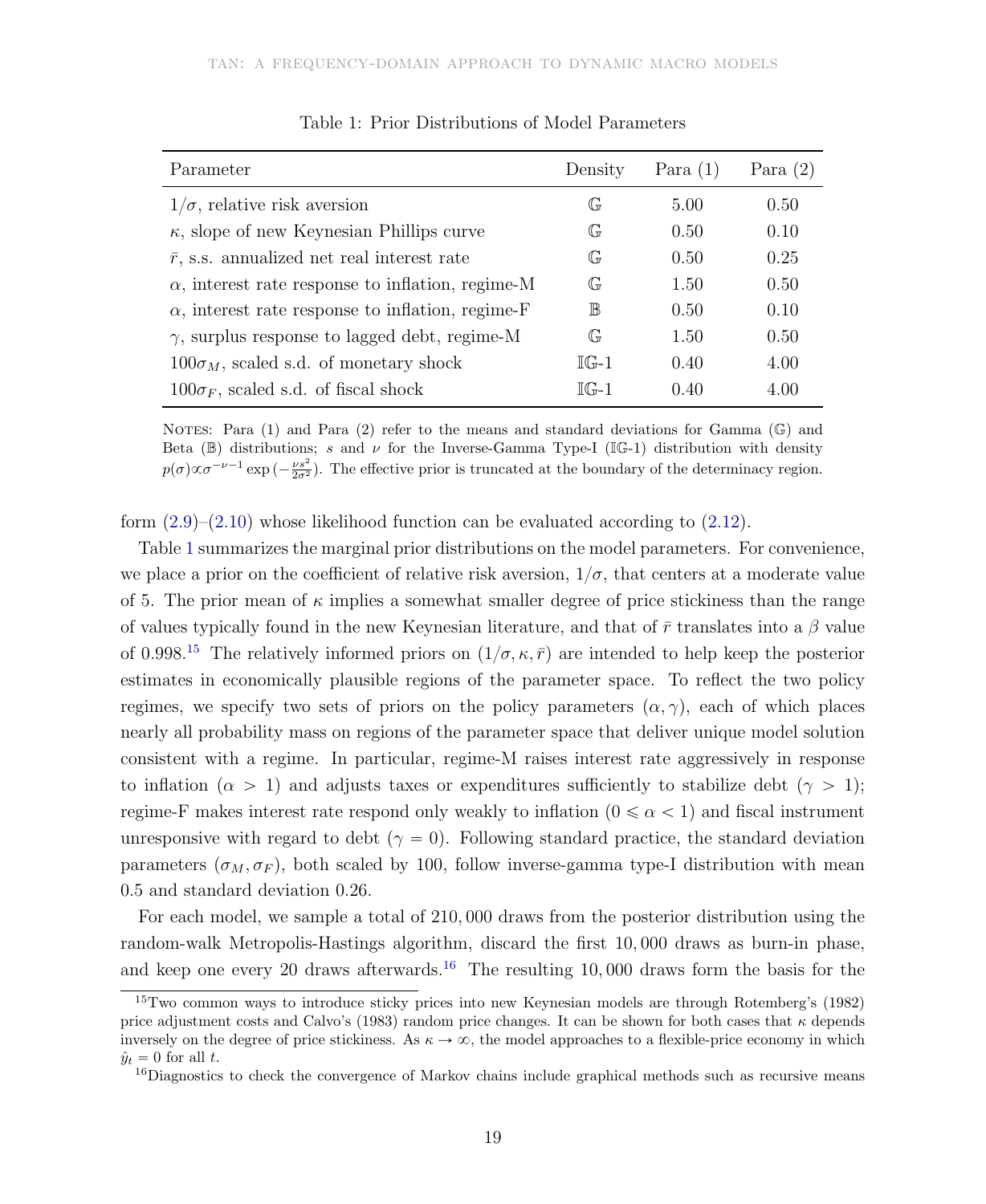Table 1: Prior Distributions of Model Parameters

| Parameter | Density | Para (1) | Para (2) |
|---|---|---|---|
| $1/\sigma$, relative risk aversion | $\mathbb{G}$ | 5.00 | 0.50 |
| $\kappa$, slope of new Keynesian Phillips curve | $\mathbb{G}$ | 0.50 | 0.10 |
| $\bar{r}$, s.s. annualized net real interest rate | $\mathbb{G}$ | 0.50 | 0.25 |
| $\alpha$, interest rate response to inflation, regime-M | $\mathbb{G}$ | 1.50 | 0.50 |
| $\alpha$, interest rate response to inflation, regime-F | $\mathbb{B}$ | 0.50 | 0.10 |
| $\gamma$, surplus response to lagged debt, regime-M | $\mathbb{G}$ | 1.50 | 0.50 |
| $100\sigma_M$, scaled s.d. of monetary shock | $\mathbb{IG}$-1 | 0.40 | 4.00 |
| $100\sigma_F$, scaled s.d. of fiscal shock | $\mathbb{IG}$-1 | 0.40 | 4.00 |

Notes: Para (1) and Para (2) refer to the means and standard deviations for Gamma ($\mathbb{G}$) and Beta ($\mathbb{B}$) distributions; $s$ and $\nu$ for the Inverse-Gamma Type-I ($\mathbb{IG}$-1) distribution with density $p(\sigma) \propto \sigma^{-\nu-1} \exp\left(-\frac{\nu s^2}{2\sigma^2}\right)$. The effective prior is truncated at the boundary of the determinacy region.

form (2.9)–(2.10) whose likelihood function can be evaluated according to (2.12).

Table 1 summarizes the marginal prior distributions on the model parameters. For convenience, we place a prior on the coefficient of relative risk aversion, $1/\sigma$, that centers at a moderate value of 5. The prior mean of $\kappa$ implies a somewhat smaller degree of price stickiness than the range of values typically found in the new Keynesian literature, and that of $\bar{r}$ translates into a $\beta$ value of 0.998.[15] The relatively informed priors on $(1/\sigma, \kappa, \bar{r})$ are intended to help keep the posterior estimates in economically plausible regions of the parameter space. To reflect the two policy regimes, we specify two sets of priors on the policy parameters $(\alpha, \gamma)$, each of which places nearly all probability mass on regions of the parameter space that deliver unique model solution consistent with a regime. In particular, regime-M raises interest rate aggressively in response to inflation ($\alpha > 1$) and adjusts taxes or expenditures sufficiently to stabilize debt ($\gamma > 1$); regime-F makes interest rate respond only weakly to inflation ($0 \leqslant \alpha < 1$) and fiscal instrument unresponsive with regard to debt ($\gamma = 0$). Following standard practice, the standard deviation parameters $(\sigma_M, \sigma_F)$, both scaled by 100, follow inverse-gamma type-I distribution with mean 0.5 and standard deviation 0.26.

For each model, we sample a total of 210,000 draws from the posterior distribution using the random-walk Metropolis-Hastings algorithm, discard the first 10,000 draws as burn-in phase, and keep one every 20 draws afterwards.[16] The resulting 10,000 draws form the basis for the

[15] Two common ways to introduce sticky prices into new Keynesian models are through Rotemberg's (1982) price adjustment costs and Calvo's (1983) random price changes. It can be shown for both cases that $\kappa$ depends inversely on the degree of price stickiness. As $\kappa \to \infty$, the model approaches to a flexible-price economy in which $\hat{y}_t = 0$ for all $t$.

[16] Diagnostics to check the convergence of Markov chains include graphical methods such as recursive means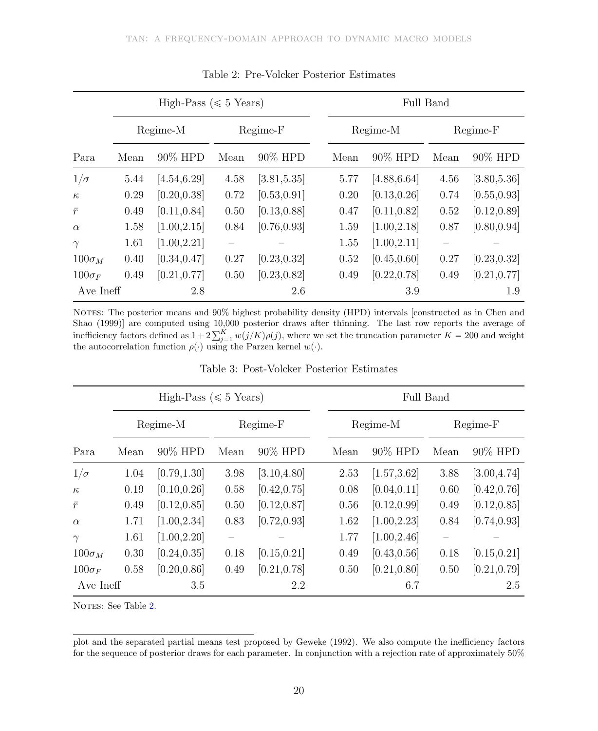Table 2: Pre-Volcker Posterior Estimates

| | High-Pass (⩽ 5 Years) | | | | Full Band | | | |
|---|---|---|---|---|---|---|---|---|
| | Regime-M | | Regime-F | | Regime-M | | Regime-F | |
| Para | Mean | 90% HPD | Mean | 90% HPD | Mean | 90% HPD | Mean | 90% HPD |
| $1/\sigma$ | 5.44 | [4.54,6.29] | 4.58 | [3.81,5.35] | 5.77 | [4.88,6.64] | 4.56 | [3.80,5.36] |
| $\kappa$ | 0.29 | [0.20,0.38] | 0.72 | [0.53,0.91] | 0.20 | [0.13,0.26] | 0.74 | [0.55,0.93] |
| $\bar{r}$ | 0.49 | [0.11,0.84] | 0.50 | [0.13,0.88] | 0.47 | [0.11,0.82] | 0.52 | [0.12,0.89] |
| $\alpha$ | 1.58 | [1.00,2.15] | 0.84 | [0.76,0.93] | 1.59 | [1.00,2.18] | 0.87 | [0.80,0.94] |
| $\gamma$ | 1.61 | [1.00,2.21] | – | – | 1.55 | [1.00,2.11] | – | – |
| $100\sigma_M$ | 0.40 | [0.34,0.47] | 0.27 | [0.23,0.32] | 0.52 | [0.45,0.60] | 0.27 | [0.23,0.32] |
| $100\sigma_F$ | 0.49 | [0.21,0.77] | 0.50 | [0.23,0.82] | 0.49 | [0.22,0.78] | 0.49 | [0.21,0.77] |
| Ave Ineff | | 2.8 | | 2.6 | | 3.9 | | 1.9 |

NOTES: The posterior means and 90% highest probability density (HPD) intervals [constructed as in Chen and Shao (1999)] are computed using 10,000 posterior draws after thinning. The last row reports the average of inefficiency factors defined as $1 + 2\sum_{j=1}^{K} w(j/K)\rho(j)$, where we set the truncation parameter $K = 200$ and weight the autocorrelation function $\rho(\cdot)$ using the Parzen kernel $w(\cdot)$.

Table 3: Post-Volcker Posterior Estimates

| | High-Pass (⩽ 5 Years) | | | | Full Band | | | |
|---|---|---|---|---|---|---|---|---|
| | Regime-M | | Regime-F | | Regime-M | | Regime-F | |
| Para | Mean | 90% HPD | Mean | 90% HPD | Mean | 90% HPD | Mean | 90% HPD |
| $1/\sigma$ | 1.04 | [0.79,1.30] | 3.98 | [3.10,4.80] | 2.53 | [1.57,3.62] | 3.88 | [3.00,4.74] |
| $\kappa$ | 0.19 | [0.10,0.26] | 0.58 | [0.42,0.75] | 0.08 | [0.04,0.11] | 0.60 | [0.42,0.76] |
| $\bar{r}$ | 0.49 | [0.12,0.85] | 0.50 | [0.12,0.87] | 0.56 | [0.12,0.99] | 0.49 | [0.12,0.85] |
| $\alpha$ | 1.71 | [1.00,2.34] | 0.83 | [0.72,0.93] | 1.62 | [1.00,2.23] | 0.84 | [0.74,0.93] |
| $\gamma$ | 1.61 | [1.00,2.20] | – | – | 1.77 | [1.00,2.46] | – | – |
| $100\sigma_M$ | 0.30 | [0.24,0.35] | 0.18 | [0.15,0.21] | 0.49 | [0.43,0.56] | 0.18 | [0.15,0.21] |
| $100\sigma_F$ | 0.58 | [0.20,0.86] | 0.49 | [0.21,0.78] | 0.50 | [0.21,0.80] | 0.50 | [0.21,0.79] |
| Ave Ineff | | 3.5 | | 2.2 | | 6.7 | | 2.5 |

NOTES: See Table 2.

plot and the separated partial means test proposed by Geweke (1992). We also compute the inefficiency factors for the sequence of posterior draws for each parameter. In conjunction with a rejection rate of approximately 50%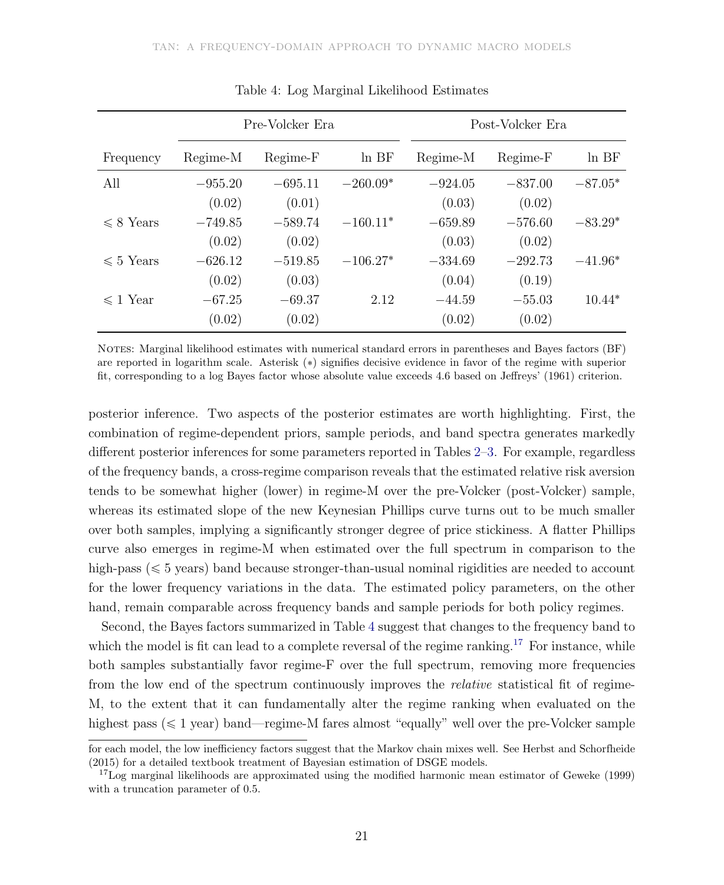Table 4: Log Marginal Likelihood Estimates

| | Pre-Volcker Era | | | Post-Volcker Era | | |
|---|---|---|---|---|---|---|
| Frequency | Regime-M | Regime-F | ln BF | Regime-M | Regime-F | ln BF |
| All | −955.20 | −695.11 | −260.09* | −924.05 | −837.00 | −87.05* |
| | (0.02) | (0.01) | | (0.03) | (0.02) | |
| $\leqslant$ 8 Years | −749.85 | −589.74 | −160.11* | −659.89 | −576.60 | −83.29* |
| | (0.02) | (0.02) | | (0.03) | (0.02) | |
| $\leqslant$ 5 Years | −626.12 | −519.85 | −106.27* | −334.69 | −292.73 | −41.96* |
| | (0.02) | (0.03) | | (0.04) | (0.19) | |
| $\leqslant$ 1 Year | −67.25 | −69.37 | 2.12 | −44.59 | −55.03 | 10.44* |
| | (0.02) | (0.02) | | (0.02) | (0.02) | |

Notes: Marginal likelihood estimates with numerical standard errors in parentheses and Bayes factors (BF) are reported in logarithm scale. Asterisk (∗) signifies decisive evidence in favor of the regime with superior fit, corresponding to a log Bayes factor whose absolute value exceeds 4.6 based on Jeffreys' (1961) criterion.

posterior inference. Two aspects of the posterior estimates are worth highlighting. First, the combination of regime-dependent priors, sample periods, and band spectra generates markedly different posterior inferences for some parameters reported in Tables 2–3. For example, regardless of the frequency bands, a cross-regime comparison reveals that the estimated relative risk aversion tends to be somewhat higher (lower) in regime-M over the pre-Volcker (post-Volcker) sample, whereas its estimated slope of the new Keynesian Phillips curve turns out to be much smaller over both samples, implying a significantly stronger degree of price stickiness. A flatter Phillips curve also emerges in regime-M when estimated over the full spectrum in comparison to the high-pass ($\leqslant$ 5 years) band because stronger-than-usual nominal rigidities are needed to account for the lower frequency variations in the data. The estimated policy parameters, on the other hand, remain comparable across frequency bands and sample periods for both policy regimes.

Second, the Bayes factors summarized in Table 4 suggest that changes to the frequency band to which the model is fit can lead to a complete reversal of the regime ranking.[17] For instance, while both samples substantially favor regime-F over the full spectrum, removing more frequencies from the low end of the spectrum continuously improves the *relative* statistical fit of regime-M, to the extent that it can fundamentally alter the regime ranking when evaluated on the highest pass ($\leqslant$ 1 year) band—regime-M fares almost "equally" well over the pre-Volcker sample

for each model, the low inefficiency factors suggest that the Markov chain mixes well. See Herbst and Schorfheide (2015) for a detailed textbook treatment of Bayesian estimation of DSGE models.

[17]Log marginal likelihoods are approximated using the modified harmonic mean estimator of Geweke (1999) with a truncation parameter of 0.5.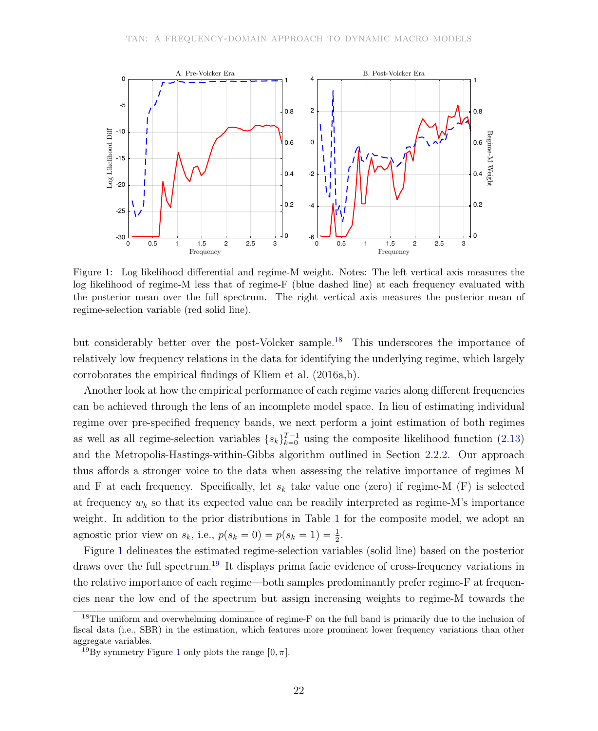Figure 1: Log likelihood differential and regime-M weight. Notes: The left vertical axis measures the log likelihood of regime-M less that of regime-F (blue dashed line) at each frequency evaluated with the posterior mean over the full spectrum. The right vertical axis measures the posterior mean of regime-selection variable (red solid line).

but considerably better over the post-Volcker sample.[18] This underscores the importance of relatively low frequency relations in the data for identifying the underlying regime, which largely corroborates the empirical findings of Kliem et al. (2016a,b).

Another look at how the empirical performance of each regime varies along different frequencies can be achieved through the lens of an incomplete model space. In lieu of estimating individual regime over pre-specified frequency bands, we next perform a joint estimation of both regimes as well as all regime-selection variables $\{s_k\}_{k=0}^{T-1}$ using the composite likelihood function (2.13) and the Metropolis-Hastings-within-Gibbs algorithm outlined in Section 2.2.2. Our approach thus affords a stronger voice to the data when assessing the relative importance of regimes M and F at each frequency. Specifically, let $s_k$ take value one (zero) if regime-M (F) is selected at frequency $w_k$ so that its expected value can be readily interpreted as regime-M's importance weight. In addition to the prior distributions in Table 1 for the composite model, we adopt an agnostic prior view on $s_k$, i.e., $p(s_k = 0) = p(s_k = 1) = \frac{1}{2}$.

Figure 1 delineates the estimated regime-selection variables (solid line) based on the posterior draws over the full spectrum.[19] It displays prima facie evidence of cross-frequency variations in the relative importance of each regime—both samples predominantly prefer regime-F at frequencies near the low end of the spectrum but assign increasing weights to regime-M towards the

[18] The uniform and overwhelming dominance of regime-F on the full band is primarily due to the inclusion of fiscal data (i.e., SBR) in the estimation, which features more prominent lower frequency variations than other aggregate variables.

[19] By symmetry Figure 1 only plots the range $[0, \pi]$.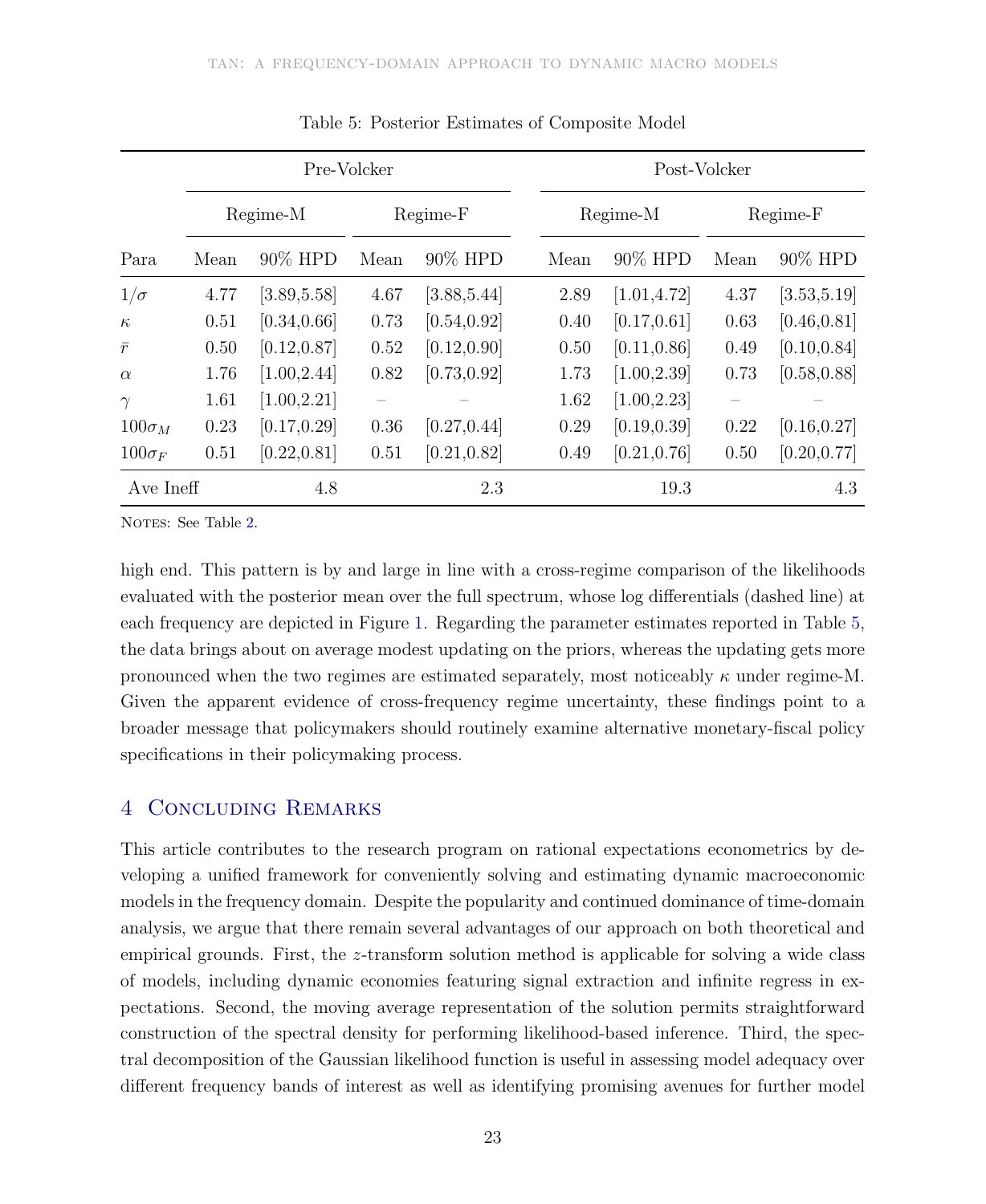Table 5: Posterior Estimates of Composite Model

| | Pre-Volcker | | | | Post-Volcker | | | |
|---|---|---|---|---|---|---|---|---|
| | Regime-M | | Regime-F | | Regime-M | | Regime-F | |
| Para | Mean | 90% HPD | Mean | 90% HPD | Mean | 90% HPD | Mean | 90% HPD |
| $1/\sigma$ | 4.77 | [3.89,5.58] | 4.67 | [3.88,5.44] | 2.89 | [1.01,4.72] | 4.37 | [3.53,5.19] |
| $\kappa$ | 0.51 | [0.34,0.66] | 0.73 | [0.54,0.92] | 0.40 | [0.17,0.61] | 0.63 | [0.46,0.81] |
| $\bar{r}$ | 0.50 | [0.12,0.87] | 0.52 | [0.12,0.90] | 0.50 | [0.11,0.86] | 0.49 | [0.10,0.84] |
| $\alpha$ | 1.76 | [1.00,2.44] | 0.82 | [0.73,0.92] | 1.73 | [1.00,2.39] | 0.73 | [0.58,0.88] |
| $\gamma$ | 1.61 | [1.00,2.21] | – | – | 1.62 | [1.00,2.23] | – | – |
| $100\sigma_M$ | 0.23 | [0.17,0.29] | 0.36 | [0.27,0.44] | 0.29 | [0.19,0.39] | 0.22 | [0.16,0.27] |
| $100\sigma_F$ | 0.51 | [0.22,0.81] | 0.51 | [0.21,0.82] | 0.49 | [0.21,0.76] | 0.50 | [0.20,0.77] |
| Ave Ineff | | 4.8 | | 2.3 | | 19.3 | | 4.3 |

NOTES: See Table 2.

high end. This pattern is by and large in line with a cross-regime comparison of the likelihoods evaluated with the posterior mean over the full spectrum, whose log differentials (dashed line) at each frequency are depicted in Figure 1. Regarding the parameter estimates reported in Table 5, the data brings about on average modest updating on the priors, whereas the updating gets more pronounced when the two regimes are estimated separately, most noticeably $\kappa$ under regime-M. Given the apparent evidence of cross-frequency regime uncertainty, these findings point to a broader message that policymakers should routinely examine alternative monetary-fiscal policy specifications in their policymaking process.

## 4 Concluding Remarks

This article contributes to the research program on rational expectations econometrics by developing a unified framework for conveniently solving and estimating dynamic macroeconomic models in the frequency domain. Despite the popularity and continued dominance of time-domain analysis, we argue that there remain several advantages of our approach on both theoretical and empirical grounds. First, the $z$-transform solution method is applicable for solving a wide class of models, including dynamic economies featuring signal extraction and infinite regress in expectations. Second, the moving average representation of the solution permits straightforward construction of the spectral density for performing likelihood-based inference. Third, the spectral decomposition of the Gaussian likelihood function is useful in assessing model adequacy over different frequency bands of interest as well as identifying promising avenues for further model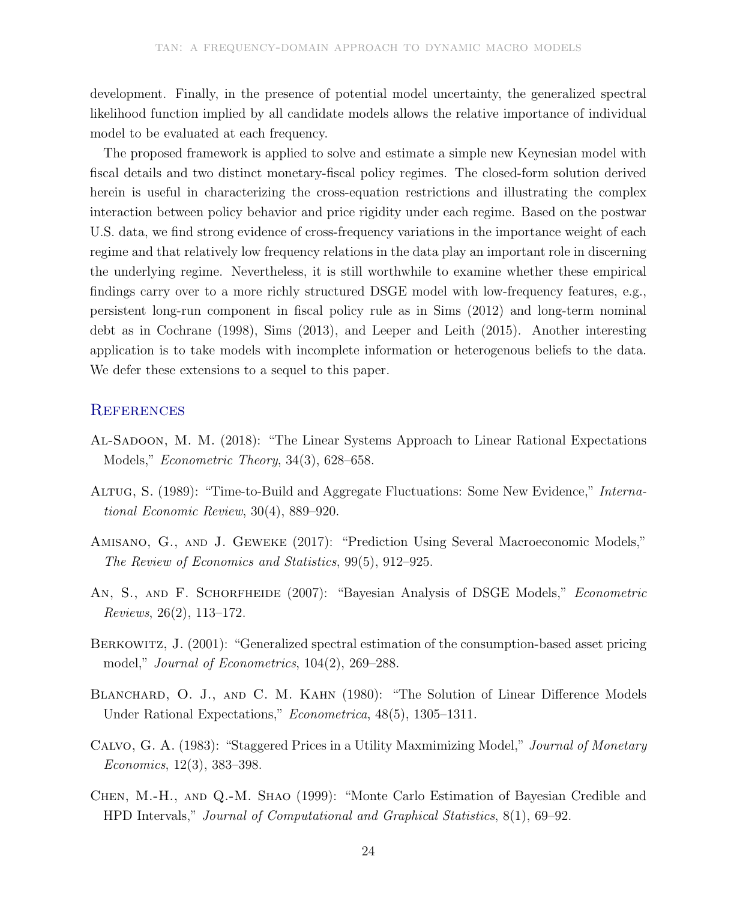development. Finally, in the presence of potential model uncertainty, the generalized spectral likelihood function implied by all candidate models allows the relative importance of individual model to be evaluated at each frequency.

The proposed framework is applied to solve and estimate a simple new Keynesian model with fiscal details and two distinct monetary-fiscal policy regimes. The closed-form solution derived herein is useful in characterizing the cross-equation restrictions and illustrating the complex interaction between policy behavior and price rigidity under each regime. Based on the postwar U.S. data, we find strong evidence of cross-frequency variations in the importance weight of each regime and that relatively low frequency relations in the data play an important role in discerning the underlying regime. Nevertheless, it is still worthwhile to examine whether these empirical findings carry over to a more richly structured DSGE model with low-frequency features, e.g., persistent long-run component in fiscal policy rule as in Sims (2012) and long-term nominal debt as in Cochrane (1998), Sims (2013), and Leeper and Leith (2015). Another interesting application is to take models with incomplete information or heterogenous beliefs to the data. We defer these extensions to a sequel to this paper.

## References

Al-Sadoon, M. M. (2018): "The Linear Systems Approach to Linear Rational Expectations Models," *Econometric Theory*, 34(3), 628–658.

Altug, S. (1989): "Time-to-Build and Aggregate Fluctuations: Some New Evidence," *International Economic Review*, 30(4), 889–920.

Amisano, G., and J. Geweke (2017): "Prediction Using Several Macroeconomic Models," *The Review of Economics and Statistics*, 99(5), 912–925.

An, S., and F. Schorfheide (2007): "Bayesian Analysis of DSGE Models," *Econometric Reviews*, 26(2), 113–172.

Berkowitz, J. (2001): "Generalized spectral estimation of the consumption-based asset pricing model," *Journal of Econometrics*, 104(2), 269–288.

Blanchard, O. J., and C. M. Kahn (1980): "The Solution of Linear Difference Models Under Rational Expectations," *Econometrica*, 48(5), 1305–1311.

Calvo, G. A. (1983): "Staggered Prices in a Utility Maxmimizing Model," *Journal of Monetary Economics*, 12(3), 383–398.

Chen, M.-H., and Q.-M. Shao (1999): "Monte Carlo Estimation of Bayesian Credible and HPD Intervals," *Journal of Computational and Graphical Statistics*, 8(1), 69–92.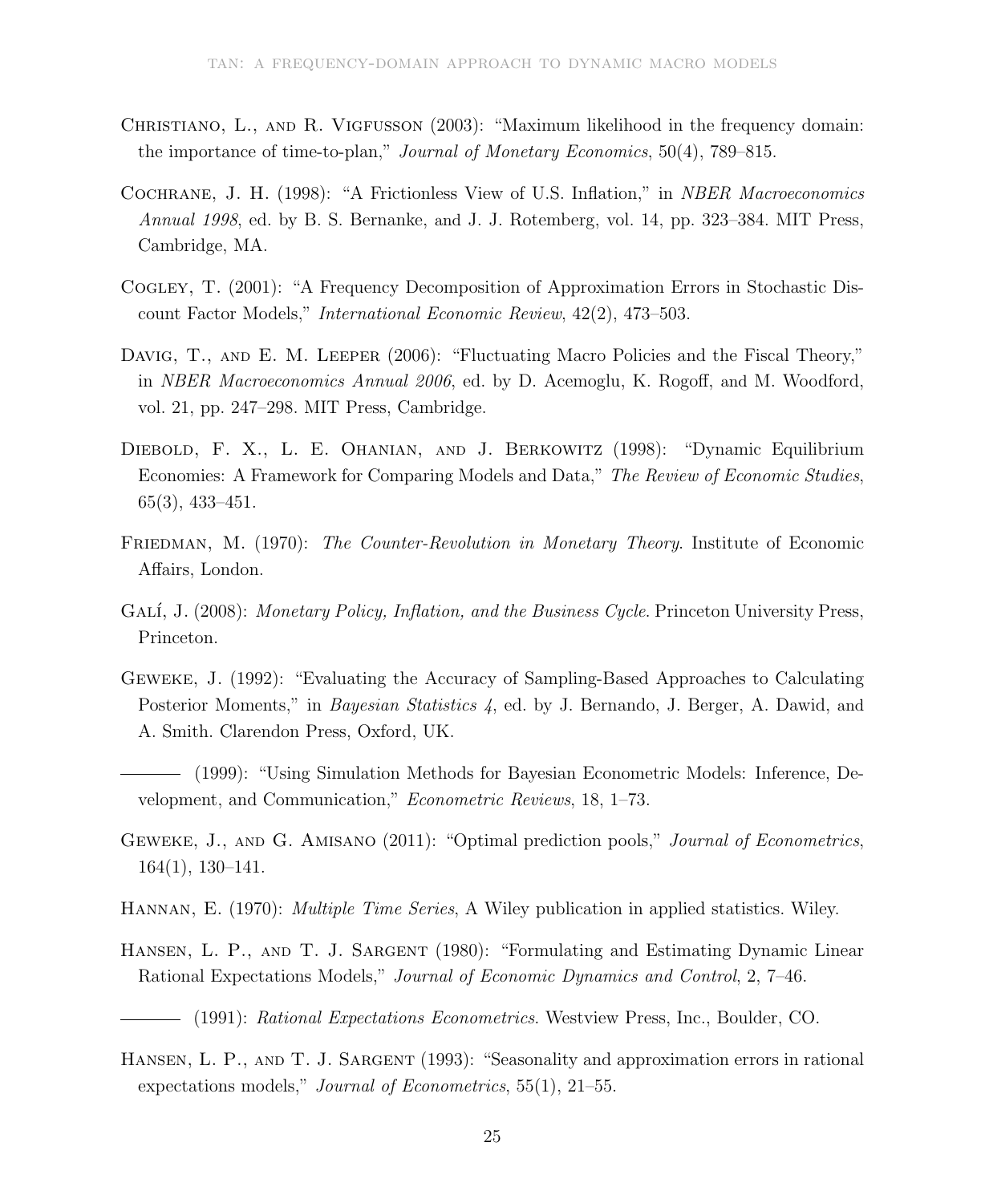Christiano, L., and R. Vigfusson (2003): "Maximum likelihood in the frequency domain: the importance of time-to-plan," *Journal of Monetary Economics*, 50(4), 789–815.

Cochrane, J. H. (1998): "A Frictionless View of U.S. Inflation," in *NBER Macroeconomics Annual 1998*, ed. by B. S. Bernanke, and J. J. Rotemberg, vol. 14, pp. 323–384. MIT Press, Cambridge, MA.

Cogley, T. (2001): "A Frequency Decomposition of Approximation Errors in Stochastic Discount Factor Models," *International Economic Review*, 42(2), 473–503.

Davig, T., and E. M. Leeper (2006): "Fluctuating Macro Policies and the Fiscal Theory," in *NBER Macroeconomics Annual 2006*, ed. by D. Acemoglu, K. Rogoff, and M. Woodford, vol. 21, pp. 247–298. MIT Press, Cambridge.

Diebold, F. X., L. E. Ohanian, and J. Berkowitz (1998): "Dynamic Equilibrium Economies: A Framework for Comparing Models and Data," *The Review of Economic Studies*, 65(3), 433–451.

Friedman, M. (1970): *The Counter-Revolution in Monetary Theory*. Institute of Economic Affairs, London.

Galí, J. (2008): *Monetary Policy, Inflation, and the Business Cycle*. Princeton University Press, Princeton.

Geweke, J. (1992): "Evaluating the Accuracy of Sampling-Based Approaches to Calculating Posterior Moments," in *Bayesian Statistics 4*, ed. by J. Bernando, J. Berger, A. Dawid, and A. Smith. Clarendon Press, Oxford, UK.

——— (1999): "Using Simulation Methods for Bayesian Econometric Models: Inference, Development, and Communication," *Econometric Reviews*, 18, 1–73.

Geweke, J., and G. Amisano (2011): "Optimal prediction pools," *Journal of Econometrics*, 164(1), 130–141.

Hannan, E. (1970): *Multiple Time Series*, A Wiley publication in applied statistics. Wiley.

Hansen, L. P., and T. J. Sargent (1980): "Formulating and Estimating Dynamic Linear Rational Expectations Models," *Journal of Economic Dynamics and Control*, 2, 7–46.

——— (1991): *Rational Expectations Econometrics*. Westview Press, Inc., Boulder, CO.

Hansen, L. P., and T. J. Sargent (1993): "Seasonality and approximation errors in rational expectations models," *Journal of Econometrics*, 55(1), 21–55.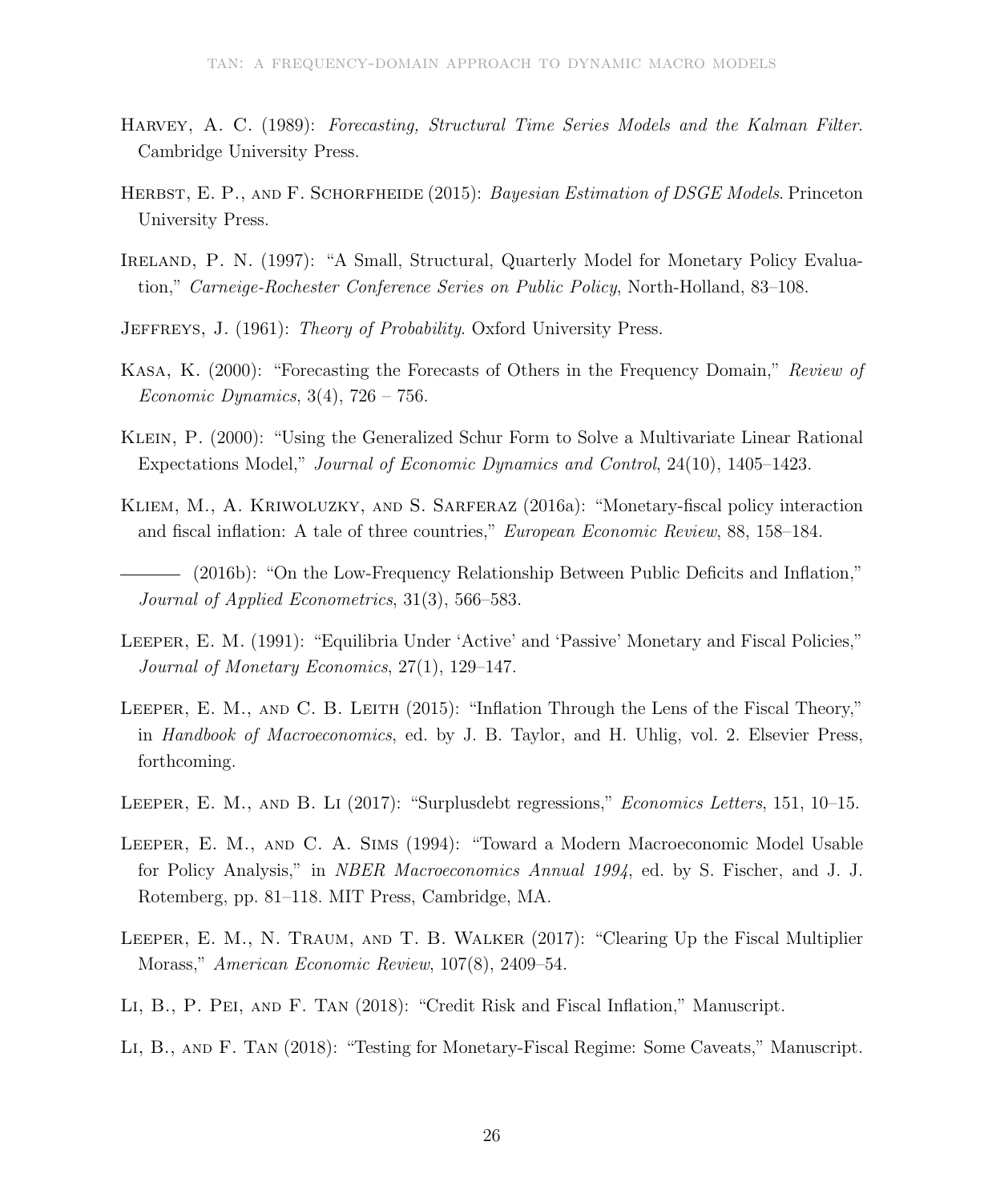Harvey, A. C. (1989): *Forecasting, Structural Time Series Models and the Kalman Filter*. Cambridge University Press.

Herbst, E. P., and F. Schorfheide (2015): *Bayesian Estimation of DSGE Models*. Princeton University Press.

Ireland, P. N. (1997): "A Small, Structural, Quarterly Model for Monetary Policy Evaluation," *Carneige-Rochester Conference Series on Public Policy*, North-Holland, 83–108.

Jeffreys, J. (1961): *Theory of Probability*. Oxford University Press.

Kasa, K. (2000): "Forecasting the Forecasts of Others in the Frequency Domain," *Review of Economic Dynamics*, 3(4), 726 – 756.

Klein, P. (2000): "Using the Generalized Schur Form to Solve a Multivariate Linear Rational Expectations Model," *Journal of Economic Dynamics and Control*, 24(10), 1405–1423.

Kliem, M., A. Kriwoluzky, and S. Sarferaz (2016a): "Monetary-fiscal policy interaction and fiscal inflation: A tale of three countries," *European Economic Review*, 88, 158–184.

——— (2016b): "On the Low-Frequency Relationship Between Public Deficits and Inflation," *Journal of Applied Econometrics*, 31(3), 566–583.

Leeper, E. M. (1991): "Equilibria Under 'Active' and 'Passive' Monetary and Fiscal Policies," *Journal of Monetary Economics*, 27(1), 129–147.

Leeper, E. M., and C. B. Leith (2015): "Inflation Through the Lens of the Fiscal Theory," in *Handbook of Macroeconomics*, ed. by J. B. Taylor, and H. Uhlig, vol. 2. Elsevier Press, forthcoming.

Leeper, E. M., and B. Li (2017): "Surplusdebt regressions," *Economics Letters*, 151, 10–15.

Leeper, E. M., and C. A. Sims (1994): "Toward a Modern Macroeconomic Model Usable for Policy Analysis," in *NBER Macroeconomics Annual 1994*, ed. by S. Fischer, and J. J. Rotemberg, pp. 81–118. MIT Press, Cambridge, MA.

Leeper, E. M., N. Traum, and T. B. Walker (2017): "Clearing Up the Fiscal Multiplier Morass," *American Economic Review*, 107(8), 2409–54.

Li, B., P. Pei, and F. Tan (2018): "Credit Risk and Fiscal Inflation," Manuscript.

Li, B., and F. Tan (2018): "Testing for Monetary-Fiscal Regime: Some Caveats," Manuscript.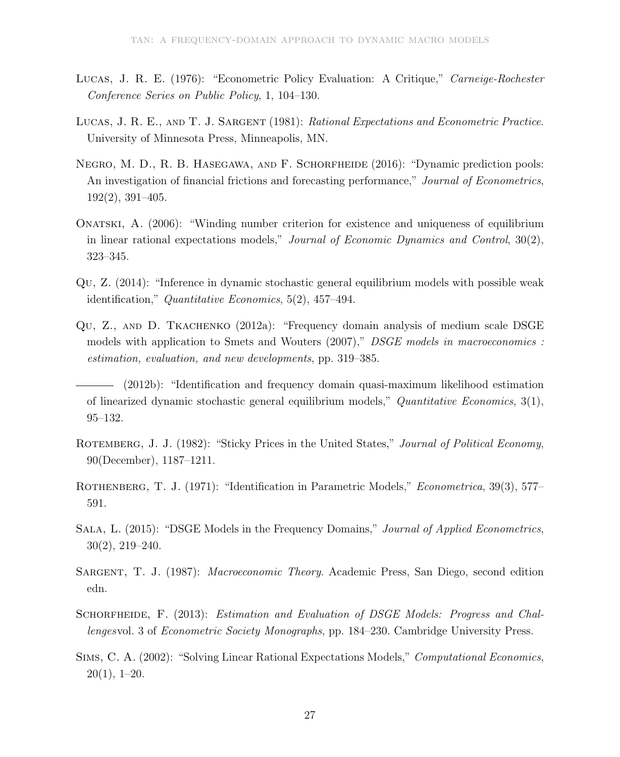Lucas, J. R. E. (1976): "Econometric Policy Evaluation: A Critique," *Carneige-Rochester Conference Series on Public Policy*, 1, 104–130.

Lucas, J. R. E., and T. J. Sargent (1981): *Rational Expectations and Econometric Practice*. University of Minnesota Press, Minneapolis, MN.

Negro, M. D., R. B. Hasegawa, and F. Schorfheide (2016): "Dynamic prediction pools: An investigation of financial frictions and forecasting performance," *Journal of Econometrics*, 192(2), 391–405.

Onatski, A. (2006): "Winding number criterion for existence and uniqueness of equilibrium in linear rational expectations models," *Journal of Economic Dynamics and Control*, 30(2), 323–345.

Qu, Z. (2014): "Inference in dynamic stochastic general equilibrium models with possible weak identification," *Quantitative Economics*, 5(2), 457–494.

Qu, Z., and D. Tkachenko (2012a): "Frequency domain analysis of medium scale DSGE models with application to Smets and Wouters (2007)," *DSGE models in macroeconomics : estimation, evaluation, and new developments*, pp. 319–385.

——— (2012b): "Identification and frequency domain quasi-maximum likelihood estimation of linearized dynamic stochastic general equilibrium models," *Quantitative Economics*, 3(1), 95–132.

Rotemberg, J. J. (1982): "Sticky Prices in the United States," *Journal of Political Economy*, 90(December), 1187–1211.

Rothenberg, T. J. (1971): "Identification in Parametric Models," *Econometrica*, 39(3), 577–591.

Sala, L. (2015): "DSGE Models in the Frequency Domains," *Journal of Applied Econometrics*, 30(2), 219–240.

Sargent, T. J. (1987): *Macroeconomic Theory*. Academic Press, San Diego, second edition edn.

Schorfheide, F. (2013): *Estimation and Evaluation of DSGE Models: Progress and Challenges*vol. 3 of *Econometric Society Monographs*, pp. 184–230. Cambridge University Press.

Sims, C. A. (2002): "Solving Linear Rational Expectations Models," *Computational Economics*, 20(1), 1–20.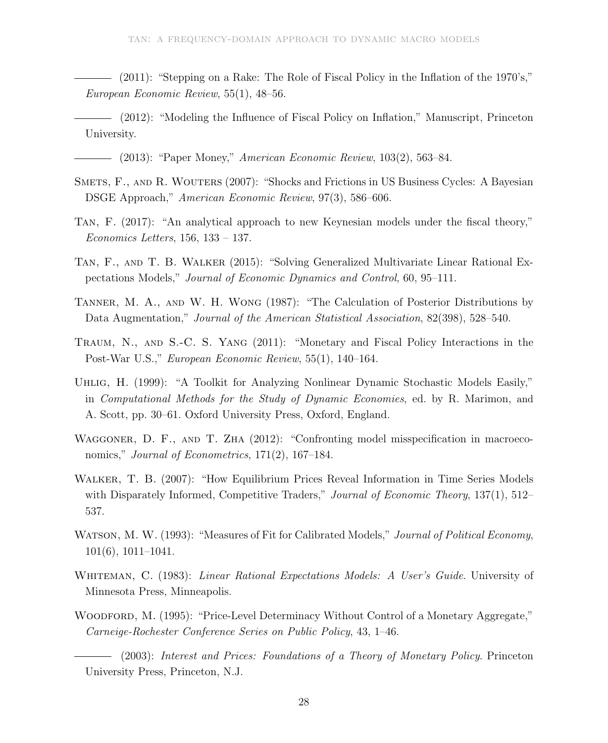——— (2011): "Stepping on a Rake: The Role of Fiscal Policy in the Inflation of the 1970's," *European Economic Review*, 55(1), 48–56.

——— (2012): "Modeling the Influence of Fiscal Policy on Inflation," Manuscript, Princeton University.

——— (2013): "Paper Money," *American Economic Review*, 103(2), 563–84.

Smets, F., and R. Wouters (2007): "Shocks and Frictions in US Business Cycles: A Bayesian DSGE Approach," *American Economic Review*, 97(3), 586–606.

Tan, F. (2017): "An analytical approach to new Keynesian models under the fiscal theory," *Economics Letters*, 156, 133 – 137.

Tan, F., and T. B. Walker (2015): "Solving Generalized Multivariate Linear Rational Expectations Models," *Journal of Economic Dynamics and Control*, 60, 95–111.

Tanner, M. A., and W. H. Wong (1987): "The Calculation of Posterior Distributions by Data Augmentation," *Journal of the American Statistical Association*, 82(398), 528–540.

Traum, N., and S.-C. S. Yang (2011): "Monetary and Fiscal Policy Interactions in the Post-War U.S.," *European Economic Review*, 55(1), 140–164.

Uhlig, H. (1999): "A Toolkit for Analyzing Nonlinear Dynamic Stochastic Models Easily," in *Computational Methods for the Study of Dynamic Economies*, ed. by R. Marimon, and A. Scott, pp. 30–61. Oxford University Press, Oxford, England.

Waggoner, D. F., and T. Zha (2012): "Confronting model misspecification in macroeconomics," *Journal of Econometrics*, 171(2), 167–184.

Walker, T. B. (2007): "How Equilibrium Prices Reveal Information in Time Series Models with Disparately Informed, Competitive Traders," *Journal of Economic Theory*, 137(1), 512–537.

Watson, M. W. (1993): "Measures of Fit for Calibrated Models," *Journal of Political Economy*, 101(6), 1011–1041.

Whiteman, C. (1983): *Linear Rational Expectations Models: A User's Guide*. University of Minnesota Press, Minneapolis.

Woodford, M. (1995): "Price-Level Determinacy Without Control of a Monetary Aggregate," *Carneige-Rochester Conference Series on Public Policy*, 43, 1–46.

——— (2003): *Interest and Prices: Foundations of a Theory of Monetary Policy*. Princeton University Press, Princeton, N.J.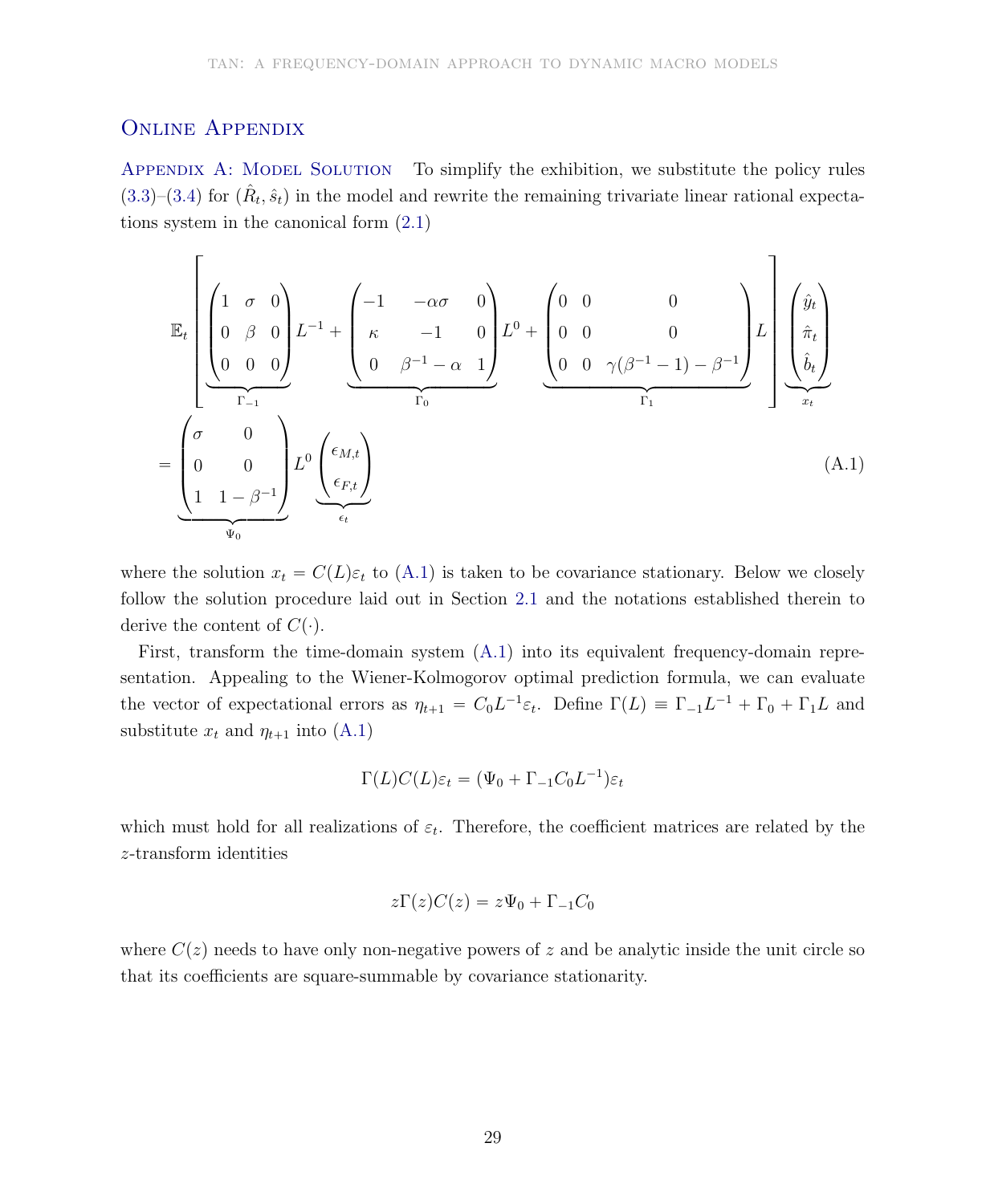## Online Appendix

**Appendix A: Model Solution** To simplify the exhibition, we substitute the policy rules (3.3)–(3.4) for $(\hat{R}_t, \hat{s}_t)$ in the model and rewrite the remaining trivariate linear rational expectations system in the canonical form (2.1)

$$
\mathbb{E}_t \left[ \underbrace{\begin{pmatrix} 1 & \sigma & 0 \\ 0 & \beta & 0 \\ 0 & 0 & 0 \end{pmatrix}}_{\Gamma_{-1}} L^{-1} + \underbrace{\begin{pmatrix} -1 & -\alpha\sigma & 0 \\ \kappa & -1 & 0 \\ 0 & \beta^{-1} - \alpha & 1 \end{pmatrix}}_{\Gamma_0} L^0 + \underbrace{\begin{pmatrix} 0 & 0 & 0 \\ 0 & 0 & 0 \\ 0 & 0 & \gamma(\beta^{-1} - 1) - \beta^{-1} \end{pmatrix}}_{\Gamma_1} L \right] \underbrace{\begin{pmatrix} \hat{y}_t \\ \hat{\pi}_t \\ \hat{b}_t \end{pmatrix}}_{x_t}
$$

$$
= \underbrace{\begin{pmatrix} \sigma & 0 \\ 0 & 0 \\ 1 & 1 - \beta^{-1} \end{pmatrix}}_{\Psi_0} L^0 \underbrace{\begin{pmatrix} \epsilon_{M,t} \\ \epsilon_{F,t} \end{pmatrix}}_{\epsilon_t} \tag{A.1}
$$

where the solution $x_t = C(L)\varepsilon_t$ to (A.1) is taken to be covariance stationary. Below we closely follow the solution procedure laid out in Section 2.1 and the notations established therein to derive the content of $C(\cdot)$.

First, transform the time-domain system (A.1) into its equivalent frequency-domain representation. Appealing to the Wiener-Kolmogorov optimal prediction formula, we can evaluate the vector of expectational errors as $\eta_{t+1} = C_0 L^{-1} \varepsilon_t$. Define $\Gamma(L) \equiv \Gamma_{-1} L^{-1} + \Gamma_0 + \Gamma_1 L$ and substitute $x_t$ and $\eta_{t+1}$ into (A.1)

$$
\Gamma(L) C(L) \varepsilon_t = (\Psi_0 + \Gamma_{-1} C_0 L^{-1}) \varepsilon_t
$$

which must hold for all realizations of $\varepsilon_t$. Therefore, the coefficient matrices are related by the $z$-transform identities

$$
z\Gamma(z) C(z) = z\Psi_0 + \Gamma_{-1} C_0
$$

where $C(z)$ needs to have only non-negative powers of $z$ and be analytic inside the unit circle so that its coefficients are square-summable by covariance stationarity.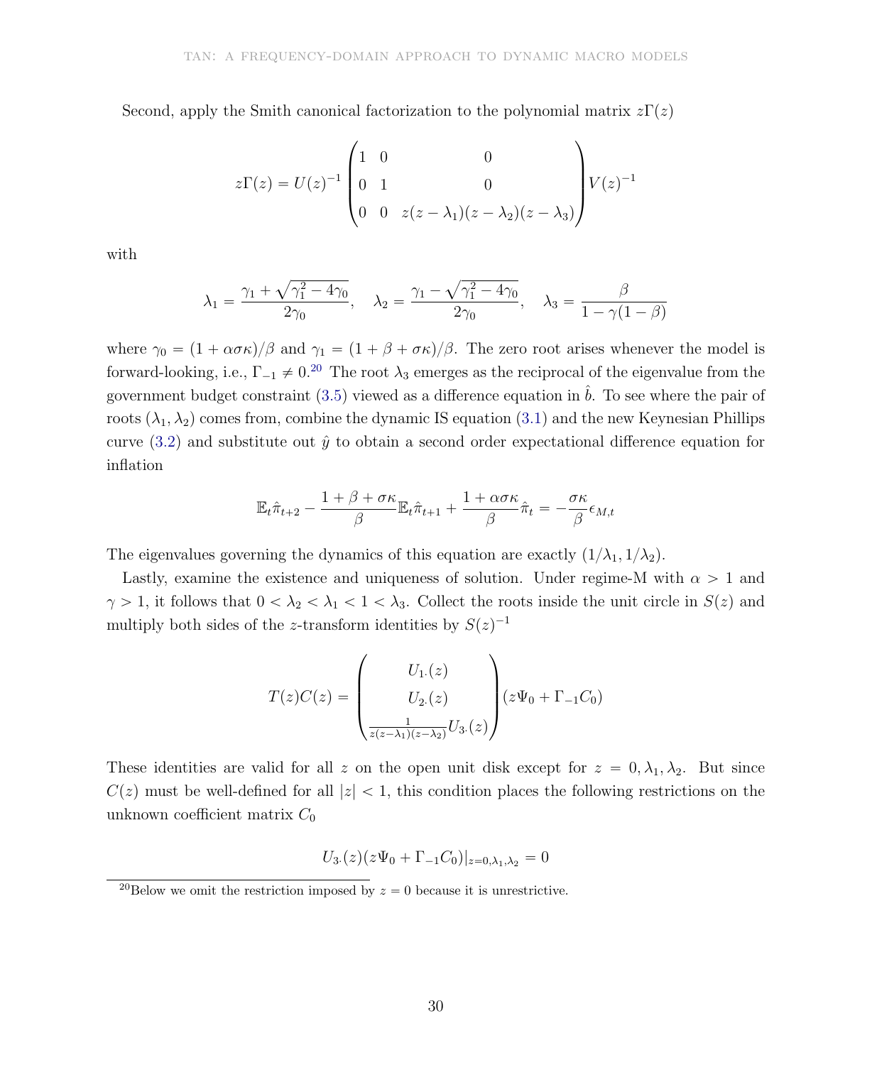Second, apply the Smith canonical factorization to the polynomial matrix $z\Gamma(z)$

$$z\Gamma(z) = U(z)^{-1} \begin{pmatrix} 1 & 0 & 0 \\ 0 & 1 & 0 \\ 0 & 0 & z(z-\lambda_1)(z-\lambda_2)(z-\lambda_3) \end{pmatrix} V(z)^{-1}$$

with

$$\lambda_1 = \frac{\gamma_1 + \sqrt{\gamma_1^2 - 4\gamma_0}}{2\gamma_0}, \quad \lambda_2 = \frac{\gamma_1 - \sqrt{\gamma_1^2 - 4\gamma_0}}{2\gamma_0}, \quad \lambda_3 = \frac{\beta}{1 - \gamma(1-\beta)}$$

where $\gamma_0 = (1 + \alpha\sigma\kappa)/\beta$ and $\gamma_1 = (1 + \beta + \sigma\kappa)/\beta$. The zero root arises whenever the model is forward-looking, i.e., $\Gamma_{-1} \neq 0$.[20] The root $\lambda_3$ emerges as the reciprocal of the eigenvalue from the government budget constraint (3.5) viewed as a difference equation in $\hat{b}$. To see where the pair of roots $(\lambda_1, \lambda_2)$ comes from, combine the dynamic IS equation (3.1) and the new Keynesian Phillips curve (3.2) and substitute out $\hat{y}$ to obtain a second order expectational difference equation for inflation

$$\mathbb{E}_t\hat{\pi}_{t+2} - \frac{1+\beta+\sigma\kappa}{\beta}\mathbb{E}_t\hat{\pi}_{t+1} + \frac{1+\alpha\sigma\kappa}{\beta}\hat{\pi}_t = -\frac{\sigma\kappa}{\beta}\epsilon_{M,t}$$

The eigenvalues governing the dynamics of this equation are exactly $(1/\lambda_1, 1/\lambda_2)$.

Lastly, examine the existence and uniqueness of solution. Under regime-M with $\alpha > 1$ and $\gamma > 1$, it follows that $0 < \lambda_2 < \lambda_1 < 1 < \lambda_3$. Collect the roots inside the unit circle in $S(z)$ and multiply both sides of the $z$-transform identities by $S(z)^{-1}$

$$T(z)C(z) = \begin{pmatrix} U_{1\cdot}(z) \\ U_{2\cdot}(z) \\ \frac{1}{z(z-\lambda_1)(z-\lambda_2)}U_{3\cdot}(z) \end{pmatrix} (z\Psi_0 + \Gamma_{-1}C_0)$$

These identities are valid for all $z$ on the open unit disk except for $z = 0, \lambda_1, \lambda_2$. But since $C(z)$ must be well-defined for all $|z| < 1$, this condition places the following restrictions on the unknown coefficient matrix $C_0$

$$U_{3\cdot}(z)(z\Psi_0 + \Gamma_{-1}C_0)|_{z=0,\lambda_1,\lambda_2} = 0$$

[20] Below we omit the restriction imposed by $z = 0$ because it is unrestrictive.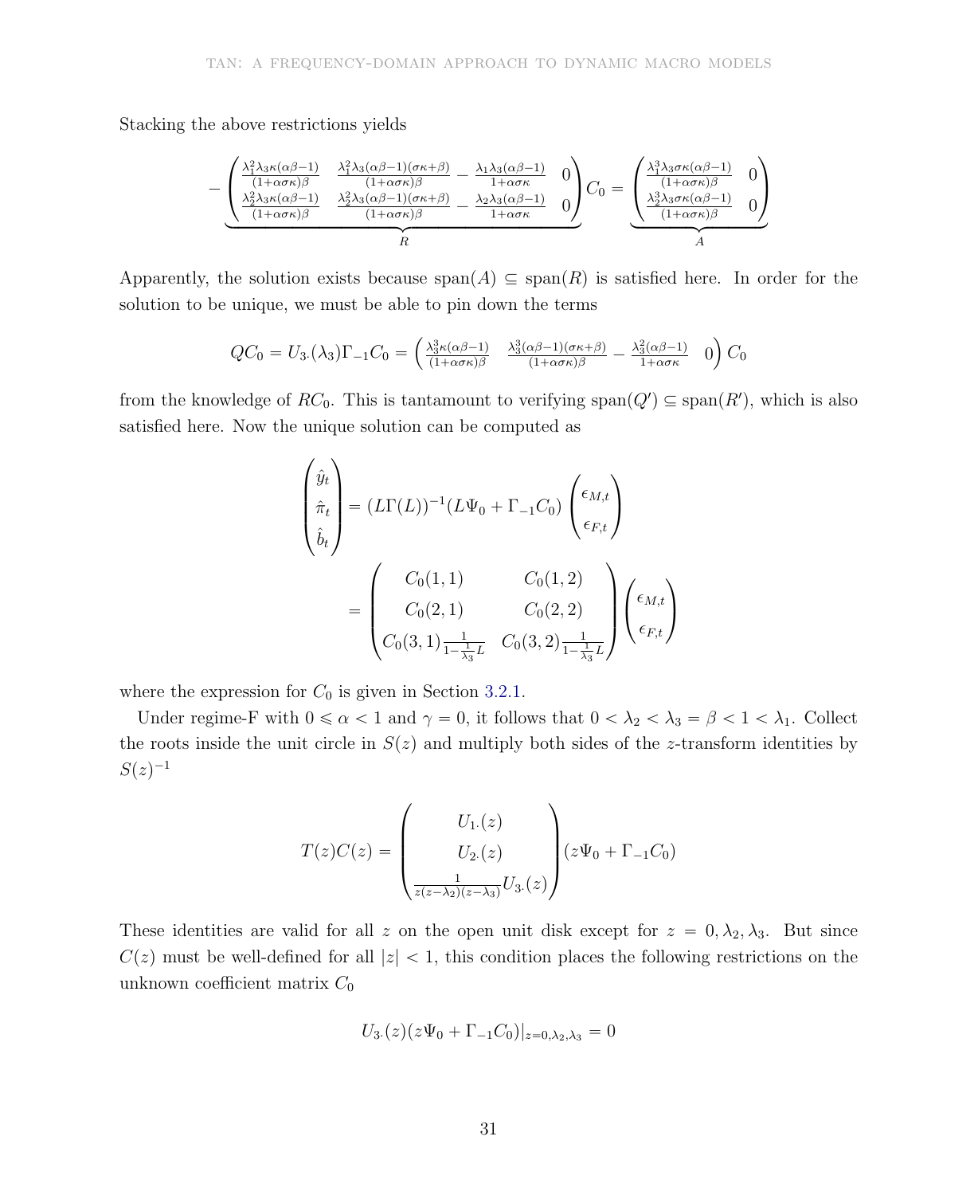Stacking the above restrictions yields

$$
-\underbrace{\begin{pmatrix} \frac{\lambda_1^2\lambda_3\kappa(\alpha\beta-1)}{(1+\alpha\sigma\kappa)\beta} & \frac{\lambda_1^2\lambda_3(\alpha\beta-1)(\sigma\kappa+\beta)}{(1+\alpha\sigma\kappa)\beta} - \frac{\lambda_1\lambda_3(\alpha\beta-1)}{1+\alpha\sigma\kappa} & 0 \\ \frac{\lambda_2^2\lambda_3\kappa(\alpha\beta-1)}{(1+\alpha\sigma\kappa)\beta} & \frac{\lambda_2^2\lambda_3(\alpha\beta-1)(\sigma\kappa+\beta)}{(1+\alpha\sigma\kappa)\beta} - \frac{\lambda_2\lambda_3(\alpha\beta-1)}{1+\alpha\sigma\kappa} & 0 \end{pmatrix}}_{R} C_0 = \underbrace{\begin{pmatrix} \frac{\lambda_1^3\lambda_3\sigma\kappa(\alpha\beta-1)}{(1+\alpha\sigma\kappa)\beta} & 0 \\ \frac{\lambda_2^3\lambda_3\sigma\kappa(\alpha\beta-1)}{(1+\alpha\sigma\kappa)\beta} & 0 \end{pmatrix}}_{A}
$$

Apparently, the solution exists because $\text{span}(A) \subseteq \text{span}(R)$ is satisfied here. In order for the solution to be unique, we must be able to pin down the terms

$$
QC_0 = U_{3\cdot}(\lambda_3)\Gamma_{-1}C_0 = \begin{pmatrix} \frac{\lambda_3^3\kappa(\alpha\beta-1)}{(1+\alpha\sigma\kappa)\beta} & \frac{\lambda_3^3(\alpha\beta-1)(\sigma\kappa+\beta)}{(1+\alpha\sigma\kappa)\beta} - \frac{\lambda_3^2(\alpha\beta-1)}{1+\alpha\sigma\kappa} & 0 \end{pmatrix} C_0
$$

from the knowledge of $RC_0$. This is tantamount to verifying $\text{span}(Q') \subseteq \text{span}(R')$, which is also satisfied here. Now the unique solution can be computed as

$$
\begin{aligned}
\begin{pmatrix} \hat{y}_t \\ \hat{\pi}_t \\ \hat{b}_t \end{pmatrix} &= (L\Gamma(L))^{-1}(L\Psi_0 + \Gamma_{-1}C_0) \begin{pmatrix} \epsilon_{M,t} \\ \epsilon_{F,t} \end{pmatrix} \\
&= \begin{pmatrix} C_0(1,1) & C_0(1,2) \\ C_0(2,1) & C_0(2,2) \\ C_0(3,1)\frac{1}{1-\frac{1}{\lambda_3}L} & C_0(3,2)\frac{1}{1-\frac{1}{\lambda_3}L} \end{pmatrix} \begin{pmatrix} \epsilon_{M,t} \\ \epsilon_{F,t} \end{pmatrix}
\end{aligned}
$$

where the expression for $C_0$ is given in Section 3.2.1.

Under regime-F with $0 \leqslant \alpha < 1$ and $\gamma = 0$, it follows that $0 < \lambda_2 < \lambda_3 = \beta < 1 < \lambda_1$. Collect the roots inside the unit circle in $S(z)$ and multiply both sides of the $z$-transform identities by $S(z)^{-1}$

$$
T(z)C(z) = \begin{pmatrix} U_{1\cdot}(z) \\ U_{2\cdot}(z) \\ \frac{1}{z(z-\lambda_2)(z-\lambda_3)}U_{3\cdot}(z) \end{pmatrix} (z\Psi_0 + \Gamma_{-1}C_0)
$$

These identities are valid for all $z$ on the open unit disk except for $z = 0, \lambda_2, \lambda_3$. But since $C(z)$ must be well-defined for all $|z| < 1$, this condition places the following restrictions on the unknown coefficient matrix $C_0$

$$
U_{3\cdot}(z)(z\Psi_0 + \Gamma_{-1}C_0)|_{z=0,\lambda_2,\lambda_3} = 0
$$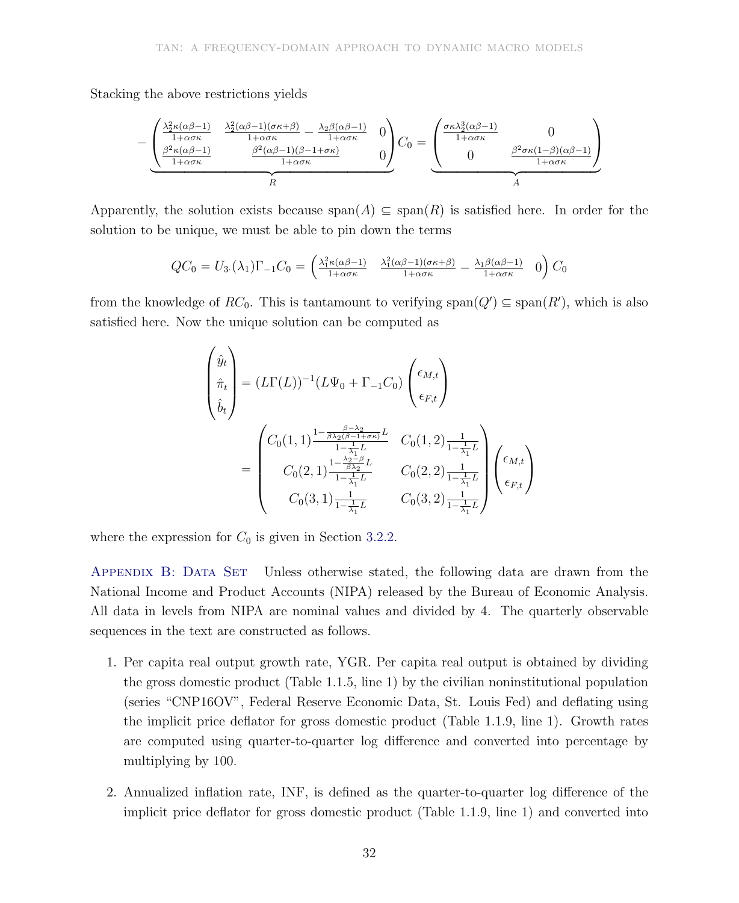Stacking the above restrictions yields

$$
-\underbrace{\begin{pmatrix} \frac{\lambda_2^2\kappa(\alpha\beta-1)}{1+\alpha\sigma\kappa} & \frac{\lambda_2^2(\alpha\beta-1)(\sigma\kappa+\beta)}{1+\alpha\sigma\kappa} - \frac{\lambda_2\beta(\alpha\beta-1)}{1+\alpha\sigma\kappa} & 0 \\ \frac{\beta^2\kappa(\alpha\beta-1)}{1+\alpha\sigma\kappa} & \frac{\beta^2(\alpha\beta-1)(\beta-1+\sigma\kappa)}{1+\alpha\sigma\kappa} & 0 \end{pmatrix}}_{R} C_0 = \underbrace{\begin{pmatrix} \frac{\sigma\kappa\lambda_2^3(\alpha\beta-1)}{1+\alpha\sigma\kappa} & 0 \\ 0 & \frac{\beta^2\sigma\kappa(1-\beta)(\alpha\beta-1)}{1+\alpha\sigma\kappa} \end{pmatrix}}_{A}
$$

Apparently, the solution exists because $\text{span}(A) \subseteq \text{span}(R)$ is satisfied here. In order for the solution to be unique, we must be able to pin down the terms

$$
QC_0 = U_{3\cdot}(\lambda_1)\Gamma_{-1}C_0 = \begin{pmatrix} \frac{\lambda_1^2\kappa(\alpha\beta-1)}{1+\alpha\sigma\kappa} & \frac{\lambda_1^2(\alpha\beta-1)(\sigma\kappa+\beta)}{1+\alpha\sigma\kappa} - \frac{\lambda_1\beta(\alpha\beta-1)}{1+\alpha\sigma\kappa} & 0 \end{pmatrix} C_0
$$

from the knowledge of $RC_0$. This is tantamount to verifying $\text{span}(Q') \subseteq \text{span}(R')$, which is also satisfied here. Now the unique solution can be computed as

$$
\begin{pmatrix} \hat{y}_t \\ \hat{\pi}_t \\ \hat{b}_t \end{pmatrix} = (L\Gamma(L))^{-1}(L\Psi_0 + \Gamma_{-1}C_0)\begin{pmatrix} \epsilon_{M,t} \\ \epsilon_{F,t} \end{pmatrix}
$$

$$
= \begin{pmatrix} C_0(1,1)\frac{1-\frac{\beta-\lambda_2}{\beta\lambda_2(\beta-1+\sigma\kappa)}L}{1-\frac{1}{\lambda_1}L} & C_0(1,2)\frac{1}{1-\frac{1}{\lambda_1}L} \\ C_0(2,1)\frac{1-\frac{\lambda_2-\beta}{\beta\lambda_2}L}{1-\frac{1}{\lambda_1}L} & C_0(2,2)\frac{1}{1-\frac{1}{\lambda_1}L} \\ C_0(3,1)\frac{1}{1-\frac{1}{\lambda_1}L} & C_0(3,2)\frac{1}{1-\frac{1}{\lambda_1}L} \end{pmatrix}\begin{pmatrix} \epsilon_{M,t} \\ \epsilon_{F,t} \end{pmatrix}
$$

where the expression for $C_0$ is given in Section 3.2.2.

## Appendix B: Data Set

Unless otherwise stated, the following data are drawn from the National Income and Product Accounts (NIPA) released by the Bureau of Economic Analysis. All data in levels from NIPA are nominal values and divided by 4. The quarterly observable sequences in the text are constructed as follows.

1. Per capita real output growth rate, YGR. Per capita real output is obtained by dividing the gross domestic product (Table 1.1.5, line 1) by the civilian noninstitutional population (series "CNP16OV", Federal Reserve Economic Data, St. Louis Fed) and deflating using the implicit price deflator for gross domestic product (Table 1.1.9, line 1). Growth rates are computed using quarter-to-quarter log difference and converted into percentage by multiplying by 100.

2. Annualized inflation rate, INF, is defined as the quarter-to-quarter log difference of the implicit price deflator for gross domestic product (Table 1.1.9, line 1) and converted into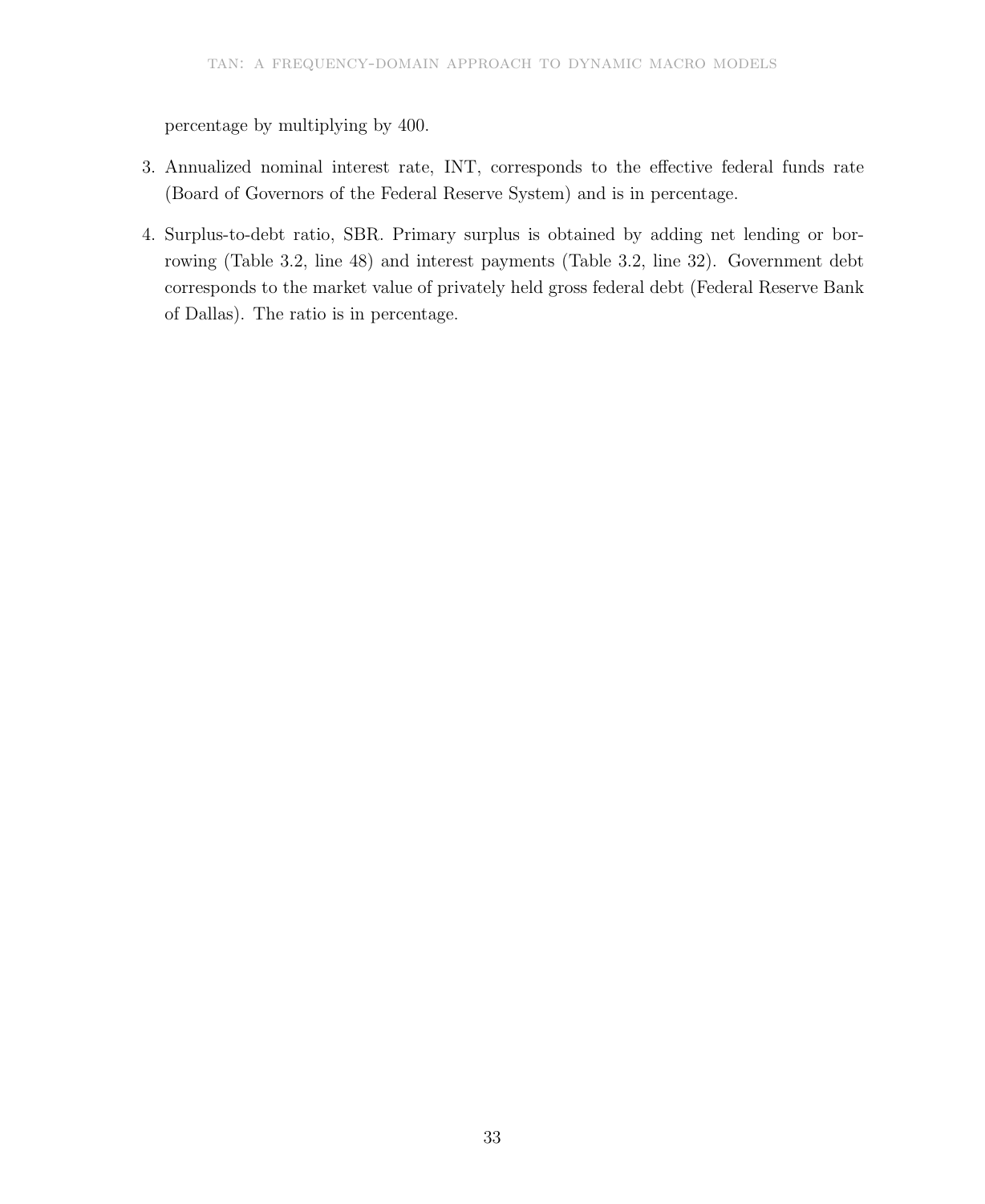percentage by multiplying by 400.

3. Annualized nominal interest rate, INT, corresponds to the effective federal funds rate (Board of Governors of the Federal Reserve System) and is in percentage.

4. Surplus-to-debt ratio, SBR. Primary surplus is obtained by adding net lending or borrowing (Table 3.2, line 48) and interest payments (Table 3.2, line 32). Government debt corresponds to the market value of privately held gross federal debt (Federal Reserve Bank of Dallas). The ratio is in percentage.